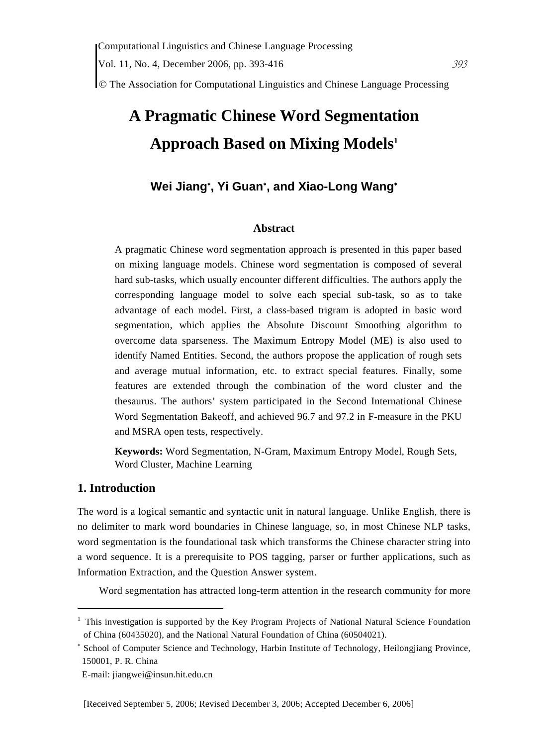# A Pragmatic Chinese Word Segmentation Approach Based on Mixing Models[1]

**Wei Jiang[∗], Yi Guan[∗], and Xiao-Long Wang[∗]**

### Abstract

A pragmatic Chinese word segmentation approach is presented in this paper based on mixing language models. Chinese word segmentation is composed of several hard sub-tasks, which usually encounter different difficulties. The authors apply the corresponding language model to solve each special sub-task, so as to take advantage of each model. First, a class-based trigram is adopted in basic word segmentation, which applies the Absolute Discount Smoothing algorithm to overcome data sparseness. The Maximum Entropy Model (ME) is also used to identify Named Entities. Second, the authors propose the application of rough sets and average mutual information, etc. to extract special features. Finally, some features are extended through the combination of the word cluster and the thesaurus. The authors' system participated in the Second International Chinese Word Segmentation Bakeoff, and achieved 96.7 and 97.2 in F-measure in the PKU and MSRA open tests, respectively.

**Keywords:** Word Segmentation, N-Gram, Maximum Entropy Model, Rough Sets, Word Cluster, Machine Learning

## 1. Introduction

The word is a logical semantic and syntactic unit in natural language. Unlike English, there is no delimiter to mark word boundaries in Chinese language, so, in most Chinese NLP tasks, word segmentation is the foundational task which transforms the Chinese character string into a word sequence. It is a prerequisite to POS tagging, parser or further applications, such as Information Extraction, and the Question Answer system.

Word segmentation has attracted long-term attention in the research community for more

---

[1] This investigation is supported by the Key Program Projects of National Natural Science Foundation of China (60435020), and the National Natural Foundation of China (60504021).

[∗] School of Computer Science and Technology, Harbin Institute of Technology, Heilongjiang Province, 150001, P. R. China

E-mail: jiangwei@insun.hit.edu.cn

[Received September 5, 2006; Revised December 3, 2006; Accepted December 6, 2006]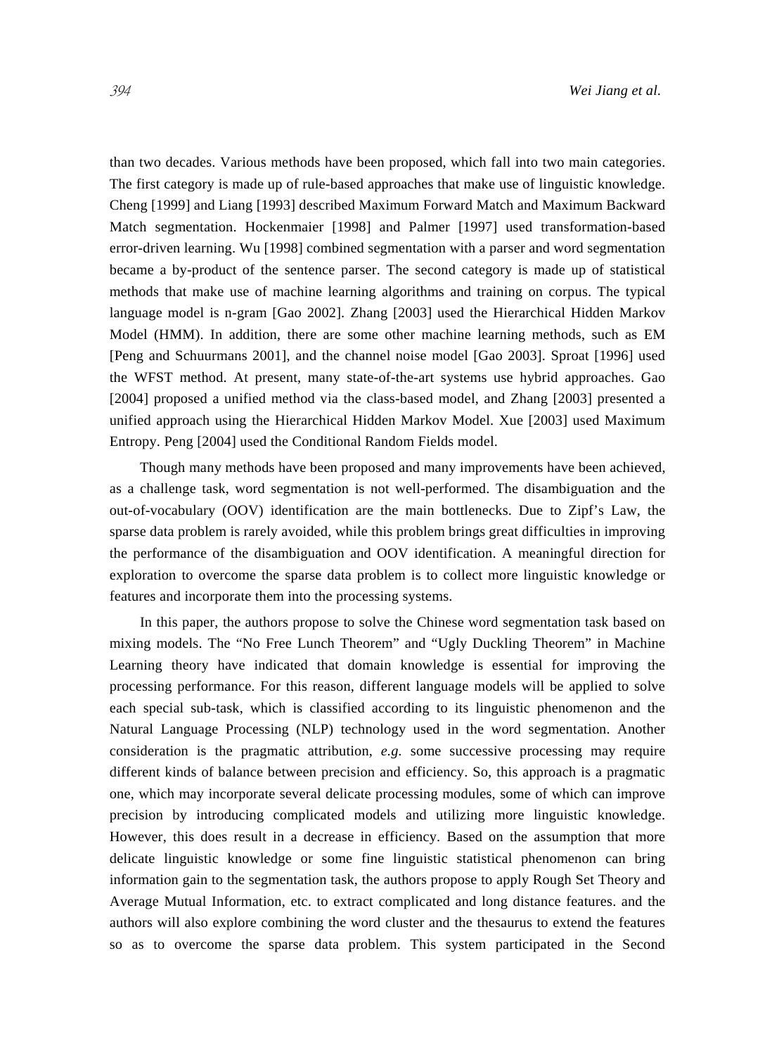than two decades. Various methods have been proposed, which fall into two main categories. The first category is made up of rule-based approaches that make use of linguistic knowledge. Cheng [1999] and Liang [1993] described Maximum Forward Match and Maximum Backward Match segmentation. Hockenmaier [1998] and Palmer [1997] used transformation-based error-driven learning. Wu [1998] combined segmentation with a parser and word segmentation became a by-product of the sentence parser. The second category is made up of statistical methods that make use of machine learning algorithms and training on corpus. The typical language model is n-gram [Gao 2002]. Zhang [2003] used the Hierarchical Hidden Markov Model (HMM). In addition, there are some other machine learning methods, such as EM [Peng and Schuurmans 2001], and the channel noise model [Gao 2003]. Sproat [1996] used the WFST method. At present, many state-of-the-art systems use hybrid approaches. Gao [2004] proposed a unified method via the class-based model, and Zhang [2003] presented a unified approach using the Hierarchical Hidden Markov Model. Xue [2003] used Maximum Entropy. Peng [2004] used the Conditional Random Fields model.

Though many methods have been proposed and many improvements have been achieved, as a challenge task, word segmentation is not well-performed. The disambiguation and the out-of-vocabulary (OOV) identification are the main bottlenecks. Due to Zipf's Law, the sparse data problem is rarely avoided, while this problem brings great difficulties in improving the performance of the disambiguation and OOV identification. A meaningful direction for exploration to overcome the sparse data problem is to collect more linguistic knowledge or features and incorporate them into the processing systems.

In this paper, the authors propose to solve the Chinese word segmentation task based on mixing models. The "No Free Lunch Theorem" and "Ugly Duckling Theorem" in Machine Learning theory have indicated that domain knowledge is essential for improving the processing performance. For this reason, different language models will be applied to solve each special sub-task, which is classified according to its linguistic phenomenon and the Natural Language Processing (NLP) technology used in the word segmentation. Another consideration is the pragmatic attribution, *e.g.* some successive processing may require different kinds of balance between precision and efficiency. So, this approach is a pragmatic one, which may incorporate several delicate processing modules, some of which can improve precision by introducing complicated models and utilizing more linguistic knowledge. However, this does result in a decrease in efficiency. Based on the assumption that more delicate linguistic knowledge or some fine linguistic statistical phenomenon can bring information gain to the segmentation task, the authors propose to apply Rough Set Theory and Average Mutual Information, etc. to extract complicated and long distance features. and the authors will also explore combining the word cluster and the thesaurus to extend the features so as to overcome the sparse data problem. This system participated in the Second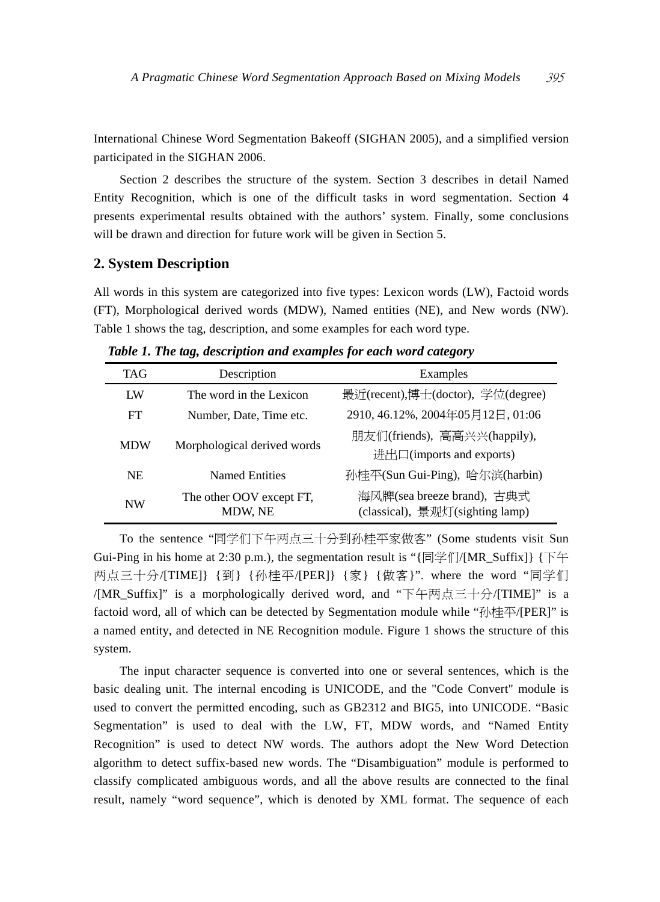International Chinese Word Segmentation Bakeoff (SIGHAN 2005), and a simplified version participated in the SIGHAN 2006.

Section 2 describes the structure of the system. Section 3 describes in detail Named Entity Recognition, which is one of the difficult tasks in word segmentation. Section 4 presents experimental results obtained with the authors' system. Finally, some conclusions will be drawn and direction for future work will be given in Section 5.

## 2. System Description

All words in this system are categorized into five types: Lexicon words (LW), Factoid words (FT), Morphological derived words (MDW), Named entities (NE), and New words (NW). Table 1 shows the tag, description, and some examples for each word type.

*Table 1. The tag, description and examples for each word category*

| TAG | Description | Examples |
|---|---|---|
| LW | The word in the Lexicon | 最近(recent),博士(doctor), 学位(degree) |
| FT | Number, Date, Time etc. | 2910, 46.12%, 2004年05月12日, 01:06 |
| MDW | Morphological derived words | 朋友们(friends), 高高兴兴(happily), 进出口(imports and exports) |
| NE | Named Entities | 孙桂平(Sun Gui-Ping), 哈尔滨(harbin) |
| NW | The other OOV except FT, MDW, NE | 海风牌(sea breeze brand), 古典式(classical), 景观灯(sighting lamp) |

To the sentence "同学们下午两点三十分到孙桂平家做客" (Some students visit Sun Gui-Ping in his home at 2:30 p.m.), the segmentation result is "{同学们/[MR_Suffix]} {下午两点三十分/[TIME]} {到} {孙桂平/[PER]} {家} {做客}". where the word "同学们/[MR_Suffix]" is a morphologically derived word, and "下午两点三十分/[TIME]" is a factoid word, all of which can be detected by Segmentation module while "孙桂平/[PER]" is a named entity, and detected in NE Recognition module. Figure 1 shows the structure of this system.

The input character sequence is converted into one or several sentences, which is the basic dealing unit. The internal encoding is UNICODE, and the "Code Convert" module is used to convert the permitted encoding, such as GB2312 and BIG5, into UNICODE. "Basic Segmentation" is used to deal with the LW, FT, MDW words, and "Named Entity Recognition" is used to detect NW words. The authors adopt the New Word Detection algorithm to detect suffix-based new words. The "Disambiguation" module is performed to classify complicated ambiguous words, and all the above results are connected to the final result, namely "word sequence", which is denoted by XML format. The sequence of each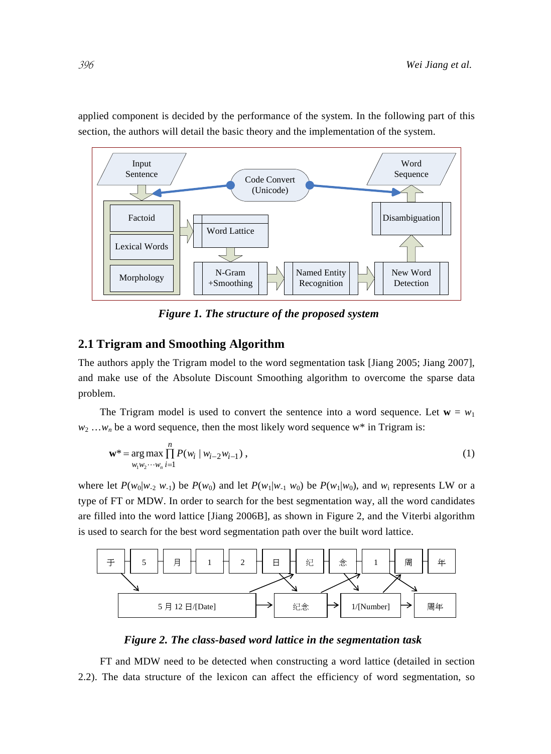applied component is decided by the performance of the system. In the following part of this section, the authors will detail the basic theory and the implementation of the system.

*Figure 1. The structure of the proposed system*

## 2.1 Trigram and Smoothing Algorithm

The authors apply the Trigram model to the word segmentation task [Jiang 2005; Jiang 2007], and make use of the Absolute Discount Smoothing algorithm to overcome the sparse data problem.

The Trigram model is used to convert the sentence into a word sequence. Let $\mathbf{w} = w_1 w_2 \ldots w_n$ be a word sequence, then the most likely word sequence w* in Trigram is:

$$\mathbf{w}^* = \arg\max_{w_1 w_2 \cdots w_n} \prod_{i=1}^{n} P(w_i \mid w_{i-2} w_{i-1}), \quad (1)$$

where let $P(w_0|w_{-2}\ w_{-1})$ be $P(w_0)$ and let $P(w_1|w_{-1}\ w_0)$ be $P(w_1|w_0)$, and $w_i$ represents LW or a type of FT or MDW. In order to search for the best segmentation way, all the word candidates are filled into the word lattice [Jiang 2006B], as shown in Figure 2, and the Viterbi algorithm is used to search for the best word segmentation path over the built word lattice.

*Figure 2. The class-based word lattice in the segmentation task*

FT and MDW need to be detected when constructing a word lattice (detailed in section 2.2). The data structure of the lexicon can affect the efficiency of word segmentation, so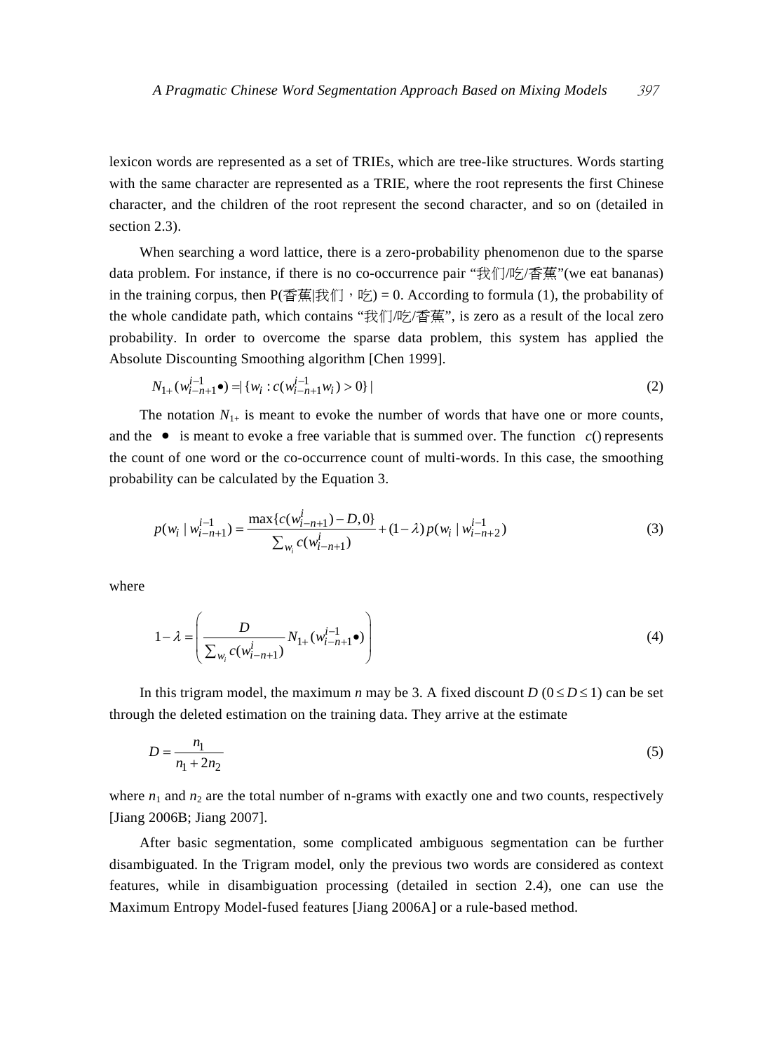lexicon words are represented as a set of TRIEs, which are tree-like structures. Words starting with the same character are represented as a TRIE, where the root represents the first Chinese character, and the children of the root represent the second character, and so on (detailed in section 2.3).

When searching a word lattice, there is a zero-probability phenomenon due to the sparse data problem. For instance, if there is no co-occurrence pair "我们/吃/香蕉"(we eat bananas) in the training corpus, then P(香蕉|我们，吃) = 0. According to formula (1), the probability of the whole candidate path, which contains "我们/吃/香蕉", is zero as a result of the local zero probability. In order to overcome the sparse data problem, this system has applied the Absolute Discounting Smoothing algorithm [Chen 1999].

$$N_{1+}(w_{i-n+1}^{i-1}\bullet) = |\{w_i : c(w_{i-n+1}^{i-1}w_i) > 0\}| \tag{2}$$

The notation $N_{1+}$ is meant to evoke the number of words that have one or more counts, and the $\bullet$ is meant to evoke a free variable that is summed over. The function $c()$ represents the count of one word or the co-occurrence count of multi-words. In this case, the smoothing probability can be calculated by the Equation 3.

$$p(w_i \mid w_{i-n+1}^{i-1}) = \frac{\max\{c(w_{i-n+1}^{i}) - D, 0\}}{\sum_{w_i} c(w_{i-n+1}^{i})} + (1-\lambda)\, p(w_i \mid w_{i-n+2}^{i-1}) \tag{3}$$

where

$$1-\lambda = \left( \frac{D}{\sum_{w_i} c(w_{i-n+1}^{i})} N_{1+}(w_{i-n+1}^{i-1}\bullet) \right) \tag{4}$$

In this trigram model, the maximum $n$ may be 3. A fixed discount $D$ ($0 \le D \le 1$) can be set through the deleted estimation on the training data. They arrive at the estimate

$$D = \frac{n_1}{n_1 + 2n_2} \tag{5}$$

where $n_1$ and $n_2$ are the total number of n-grams with exactly one and two counts, respectively [Jiang 2006B; Jiang 2007].

After basic segmentation, some complicated ambiguous segmentation can be further disambiguated. In the Trigram model, only the previous two words are considered as context features, while in disambiguation processing (detailed in section 2.4), one can use the Maximum Entropy Model-fused features [Jiang 2006A] or a rule-based method.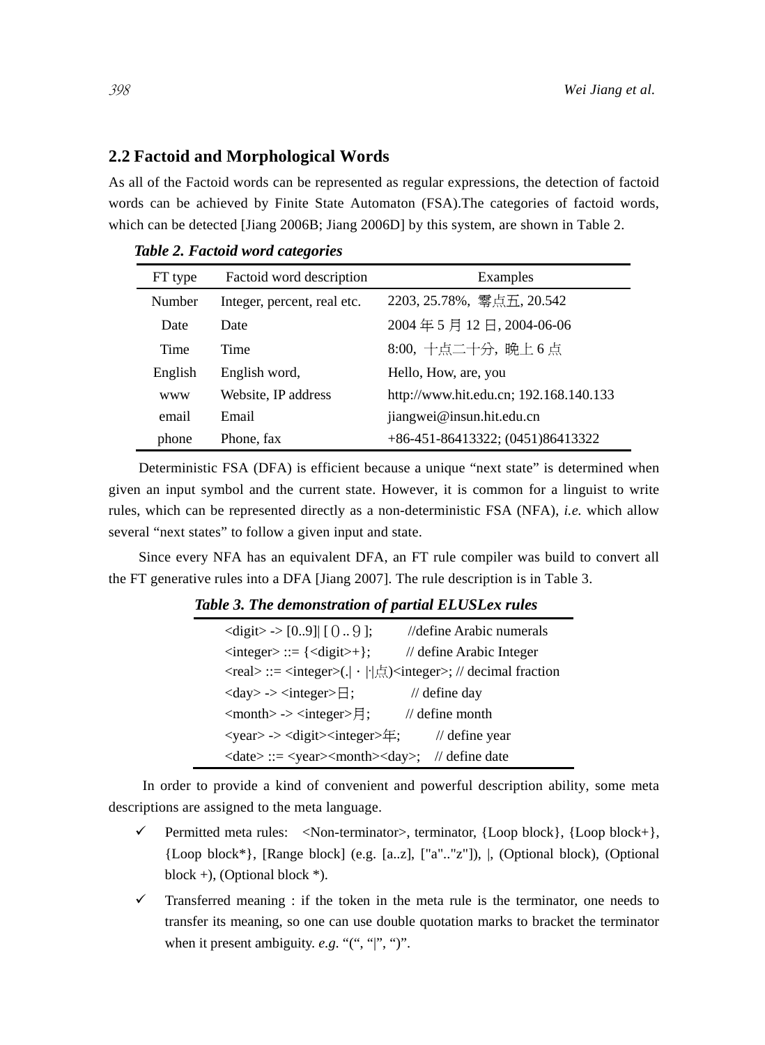## 2.2 Factoid and Morphological Words

As all of the Factoid words can be represented as regular expressions, the detection of factoid words can be achieved by Finite State Automaton (FSA).The categories of factoid words, which can be detected [Jiang 2006B; Jiang 2006D] by this system, are shown in Table 2.

***Table 2. Factoid word categories***

| FT type | Factoid word description | Examples |
|---|---|---|
| Number | Integer, percent, real etc. | 2203, 25.78%, 零点五, 20.542 |
| Date | Date | 2004 年 5 月 12 日, 2004-06-06 |
| Time | Time | 8:00, 十点二十分, 晚上 6 点 |
| English | English word, | Hello, How, are, you |
| www | Website, IP address | http://www.hit.edu.cn; 192.168.140.133 |
| email | Email | jiangwei@insun.hit.edu.cn |
| phone | Phone, fax | +86-451-86413322; (0451)86413322 |

Deterministic FSA (DFA) is efficient because a unique “next state” is determined when given an input symbol and the current state. However, it is common for a linguist to write rules, which can be represented directly as a non-deterministic FSA (NFA), *i.e.* which allow several “next states” to follow a given input and state.

Since every NFA has an equivalent DFA, an FT rule compiler was build to convert all the FT generative rules into a DFA [Jiang 2007]. The rule description is in Table 3.

***Table 3. The demonstration of partial ELUSLex rules***

| |
|---|
| <digit> -> [0..9]\| [０..９]; //define Arabic numerals |
| <integer> ::= {<digit>+}; // define Arabic Integer |
| <real> ::= <integer>(.\|·\|点)<integer>; // decimal fraction |
| <day> -> <integer>日; // define day |
| <month> -> <integer>月; // define month |
| <year> -> <digit><integer>年; // define year |
| <date> ::= <year><month><day>; // define date |

In order to provide a kind of convenient and powerful description ability, some meta descriptions are assigned to the meta language.

- ✓ Permitted meta rules: <Non-terminator>, terminator, {Loop block}, {Loop block+}, {Loop block*}, [Range block] (e.g. [a..z], ["a".."z"]), |, (Optional block), (Optional block +), (Optional block *).
- ✓ Transferred meaning : if the token in the meta rule is the terminator, one needs to transfer its meaning, so one can use double quotation marks to bracket the terminator when it present ambiguity. *e.g.* “(“, “|”, “)”.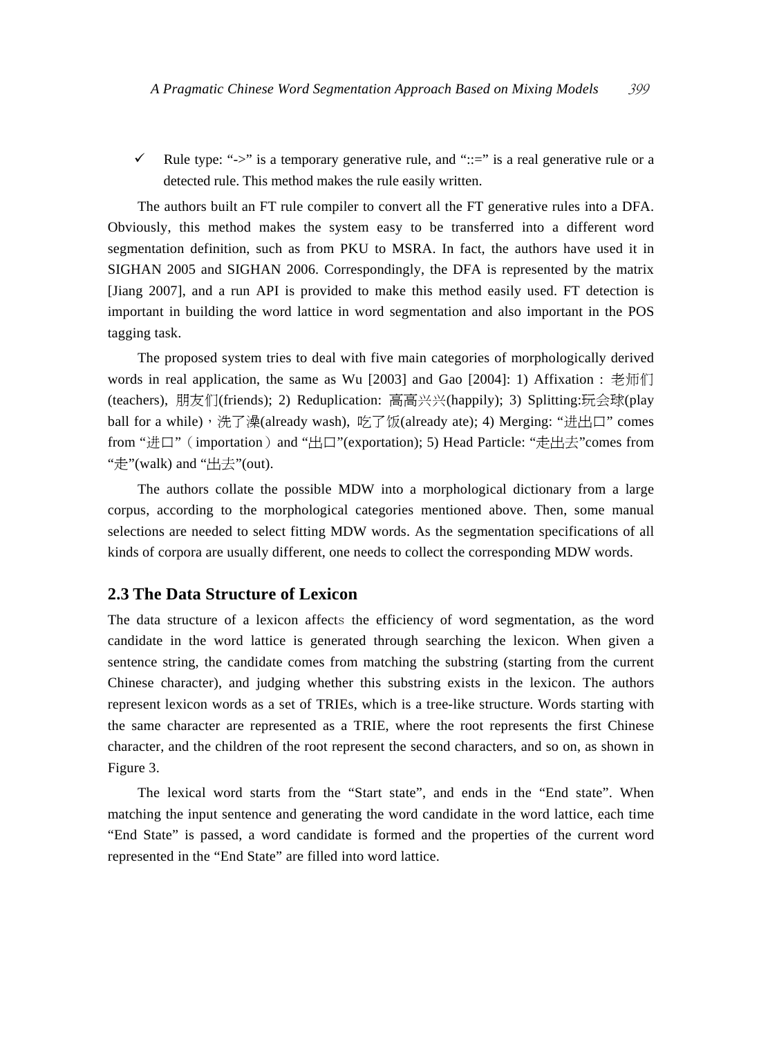- ✓ Rule type: "->" is a temporary generative rule, and "::=" is a real generative rule or a detected rule. This method makes the rule easily written.

The authors built an FT rule compiler to convert all the FT generative rules into a DFA. Obviously, this method makes the system easy to be transferred into a different word segmentation definition, such as from PKU to MSRA. In fact, the authors have used it in SIGHAN 2005 and SIGHAN 2006. Correspondingly, the DFA is represented by the matrix [Jiang 2007], and a run API is provided to make this method easily used. FT detection is important in building the word lattice in word segmentation and also important in the POS tagging task.

The proposed system tries to deal with five main categories of morphologically derived words in real application, the same as Wu [2003] and Gao [2004]: 1) Affixation : 老师们(teachers), 朋友们(friends); 2) Reduplication: 高高兴兴(happily); 3) Splitting:玩会球(play ball for a while)，洗了澡(already wash), 吃了饭(already ate); 4) Merging: "进出口" comes from "进口"（importation）and "出口"(exportation); 5) Head Particle: "走出去"comes from "走"(walk) and "出去"(out).

The authors collate the possible MDW into a morphological dictionary from a large corpus, according to the morphological categories mentioned above. Then, some manual selections are needed to select fitting MDW words. As the segmentation specifications of all kinds of corpora are usually different, one needs to collect the corresponding MDW words.

## 2.3 The Data Structure of Lexicon

The data structure of a lexicon affects the efficiency of word segmentation, as the word candidate in the word lattice is generated through searching the lexicon. When given a sentence string, the candidate comes from matching the substring (starting from the current Chinese character), and judging whether this substring exists in the lexicon. The authors represent lexicon words as a set of TRIEs, which is a tree-like structure. Words starting with the same character are represented as a TRIE, where the root represents the first Chinese character, and the children of the root represent the second characters, and so on, as shown in Figure 3.

The lexical word starts from the "Start state", and ends in the "End state". When matching the input sentence and generating the word candidate in the word lattice, each time "End State" is passed, a word candidate is formed and the properties of the current word represented in the "End State" are filled into word lattice.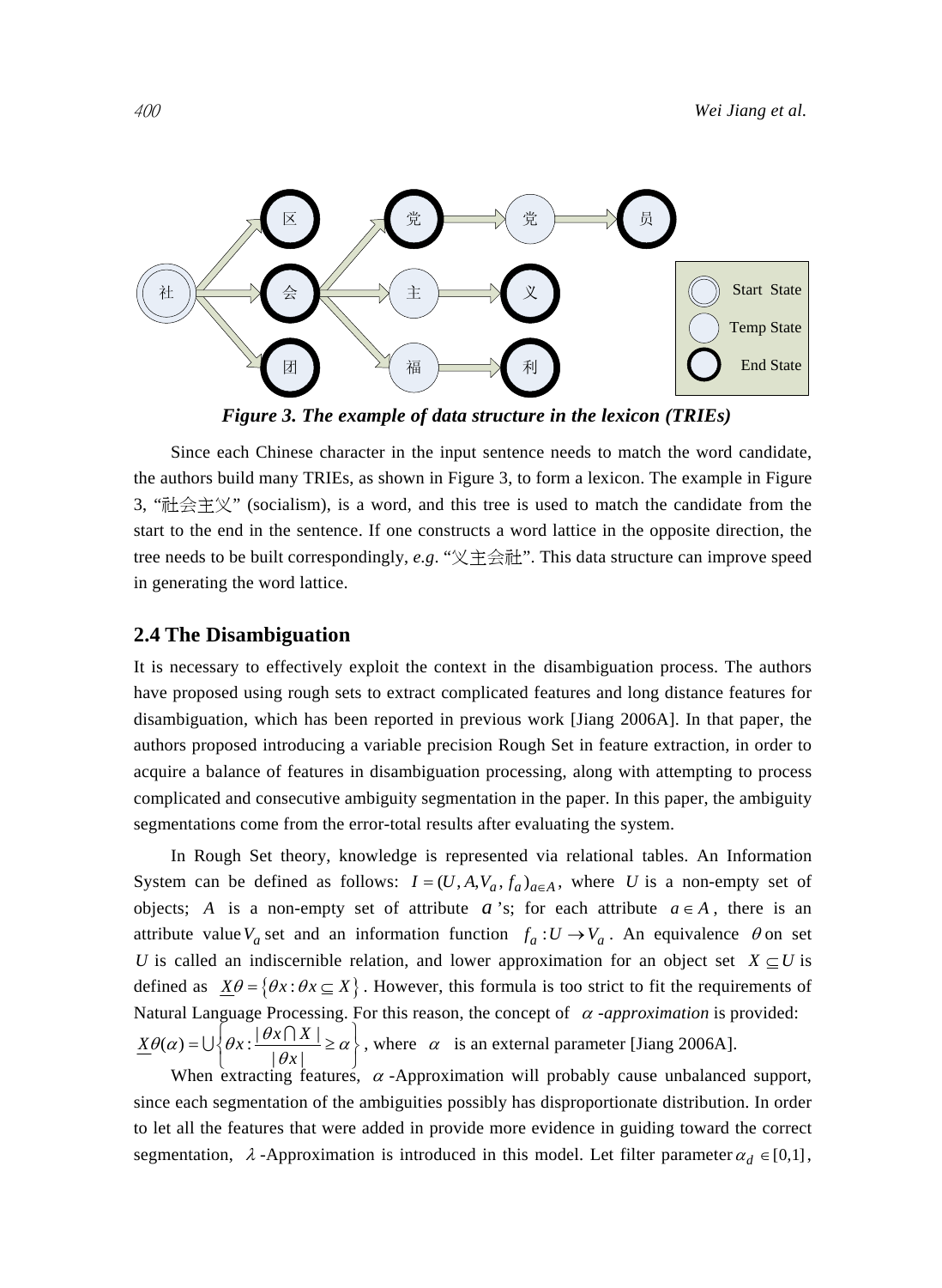*Figure 3. The example of data structure in the lexicon (TRIEs)*

Since each Chinese character in the input sentence needs to match the word candidate, the authors build many TRIEs, as shown in Figure 3, to form a lexicon. The example in Figure 3, "社会主义" (socialism), is a word, and this tree is used to match the candidate from the start to the end in the sentence. If one constructs a word lattice in the opposite direction, the tree needs to be built correspondingly, *e.g*. "义主会社". This data structure can improve speed in generating the word lattice.

## 2.4 The Disambiguation

It is necessary to effectively exploit the context in the disambiguation process. The authors have proposed using rough sets to extract complicated features and long distance features for disambiguation, which has been reported in previous work [Jiang 2006A]. In that paper, the authors proposed introducing a variable precision Rough Set in feature extraction, in order to acquire a balance of features in disambiguation processing, along with attempting to process complicated and consecutive ambiguity segmentation in the paper. In this paper, the ambiguity segmentations come from the error-total results after evaluating the system.

In Rough Set theory, knowledge is represented via relational tables. An Information System can be defined as follows: $I = (U, A, V_a, f_a)_{a \in A}$, where $U$ is a non-empty set of objects; $A$ is a non-empty set of attribute $a$'s; for each attribute $a \in A$, there is an attribute value $V_a$ set and an information function $f_a : U \to V_a$. An equivalence $\theta$ on set $U$ is called an indiscernible relation, and lower approximation for an object set $X \subseteq U$ is defined as $\underline{X}\theta = \{\theta x : \theta x \subseteq X\}$. However, this formula is too strict to fit the requirements of Natural Language Processing. For this reason, the concept of $\alpha$*-approximation* is provided: $\underline{X}\theta(\alpha) = \bigcup \left\{ \theta x : \frac{|\theta x \cap X|}{|\theta x|} \geq \alpha \right\}$, where $\alpha$ is an external parameter [Jiang 2006A].

When extracting features, $\alpha$-Approximation will probably cause unbalanced support, since each segmentation of the ambiguities possibly has disproportionate distribution. In order to let all the features that were added in provide more evidence in guiding toward the correct segmentation, $\lambda$-Approximation is introduced in this model. Let filter parameter $\alpha_d \in [0,1]$,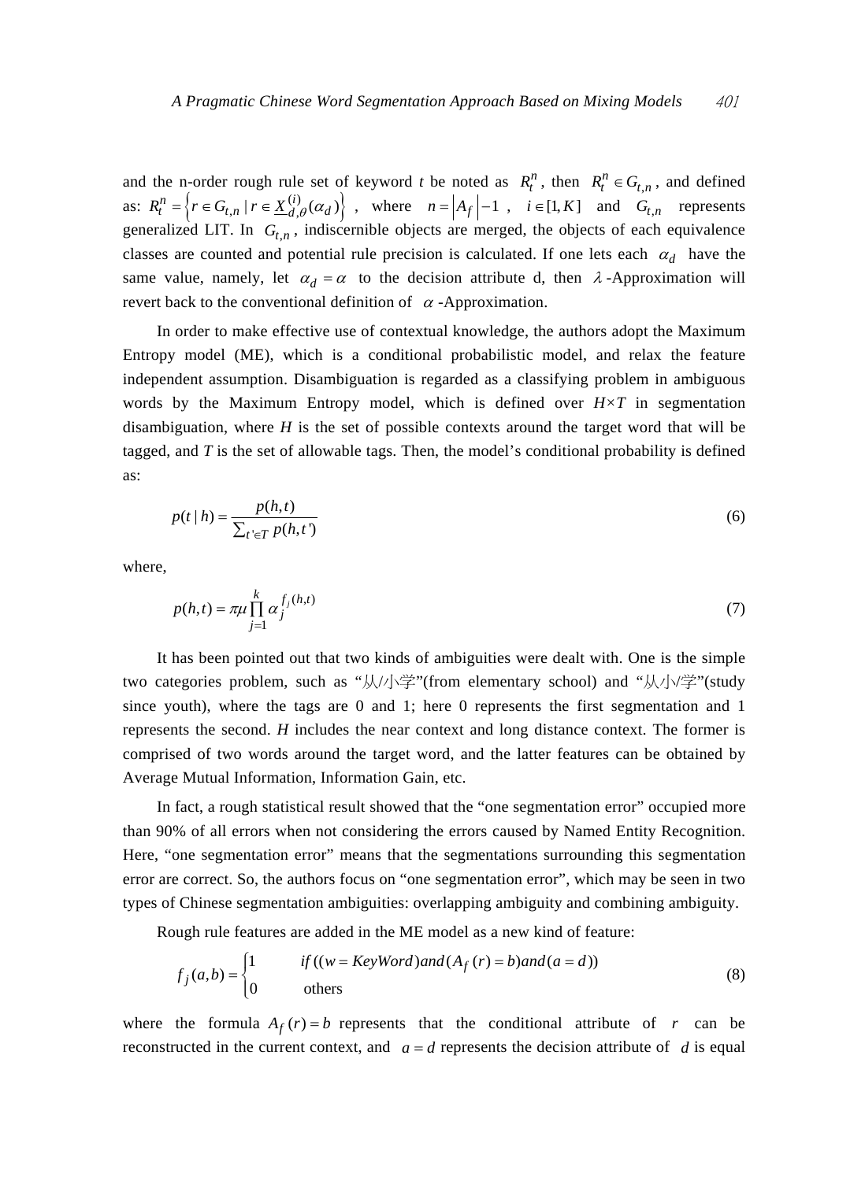and the n-order rough rule set of keyword $t$ be noted as $R_t^n$, then $R_t^n \in G_{t,n}$, and defined as: $R_t^n = \left\{ r \in G_{t,n} \mid r \in \underline{X}_{d,\theta}^{(i)}(\alpha_d) \right\}$, where $n = \left| A_f \right| - 1$, $i \in [1, K]$ and $G_{t,n}$ represents generalized LIT. In $G_{t,n}$, indiscernible objects are merged, the objects of each equivalence classes are counted and potential rule precision is calculated. If one lets each $\alpha_d$ have the same value, namely, let $\alpha_d = \alpha$ to the decision attribute d, then $\lambda$-Approximation will revert back to the conventional definition of $\alpha$-Approximation.

In order to make effective use of contextual knowledge, the authors adopt the Maximum Entropy model (ME), which is a conditional probabilistic model, and relax the feature independent assumption. Disambiguation is regarded as a classifying problem in ambiguous words by the Maximum Entropy model, which is defined over $H \times T$ in segmentation disambiguation, where $H$ is the set of possible contexts around the target word that will be tagged, and $T$ is the set of allowable tags. Then, the model's conditional probability is defined as:

$$p(t \mid h) = \frac{p(h,t)}{\sum_{t' \in T} p(h,t')} \tag{6}$$

where,

$$p(h,t) = \pi\mu \prod_{j=1}^{k} \alpha_j^{f_j(h,t)} \tag{7}$$

It has been pointed out that two kinds of ambiguities were dealt with. One is the simple two categories problem, such as "从/小学"(from elementary school) and "从小/学"(study since youth), where the tags are 0 and 1; here 0 represents the first segmentation and 1 represents the second. $H$ includes the near context and long distance context. The former is comprised of two words around the target word, and the latter features can be obtained by Average Mutual Information, Information Gain, etc.

In fact, a rough statistical result showed that the "one segmentation error" occupied more than 90% of all errors when not considering the errors caused by Named Entity Recognition. Here, "one segmentation error" means that the segmentations surrounding this segmentation error are correct. So, the authors focus on "one segmentation error", which may be seen in two types of Chinese segmentation ambiguities: overlapping ambiguity and combining ambiguity.

Rough rule features are added in the ME model as a new kind of feature:

$$f_j(a,b) = \begin{cases} 1 & if\,((w = KeyWord)\,and\,(A_f(r) = b)\,and\,(a = d)) \\ 0 & \text{others} \end{cases} \tag{8}$$

where the formula $A_f(r) = b$ represents that the conditional attribute of $r$ can be reconstructed in the current context, and $a = d$ represents the decision attribute of $d$ is equal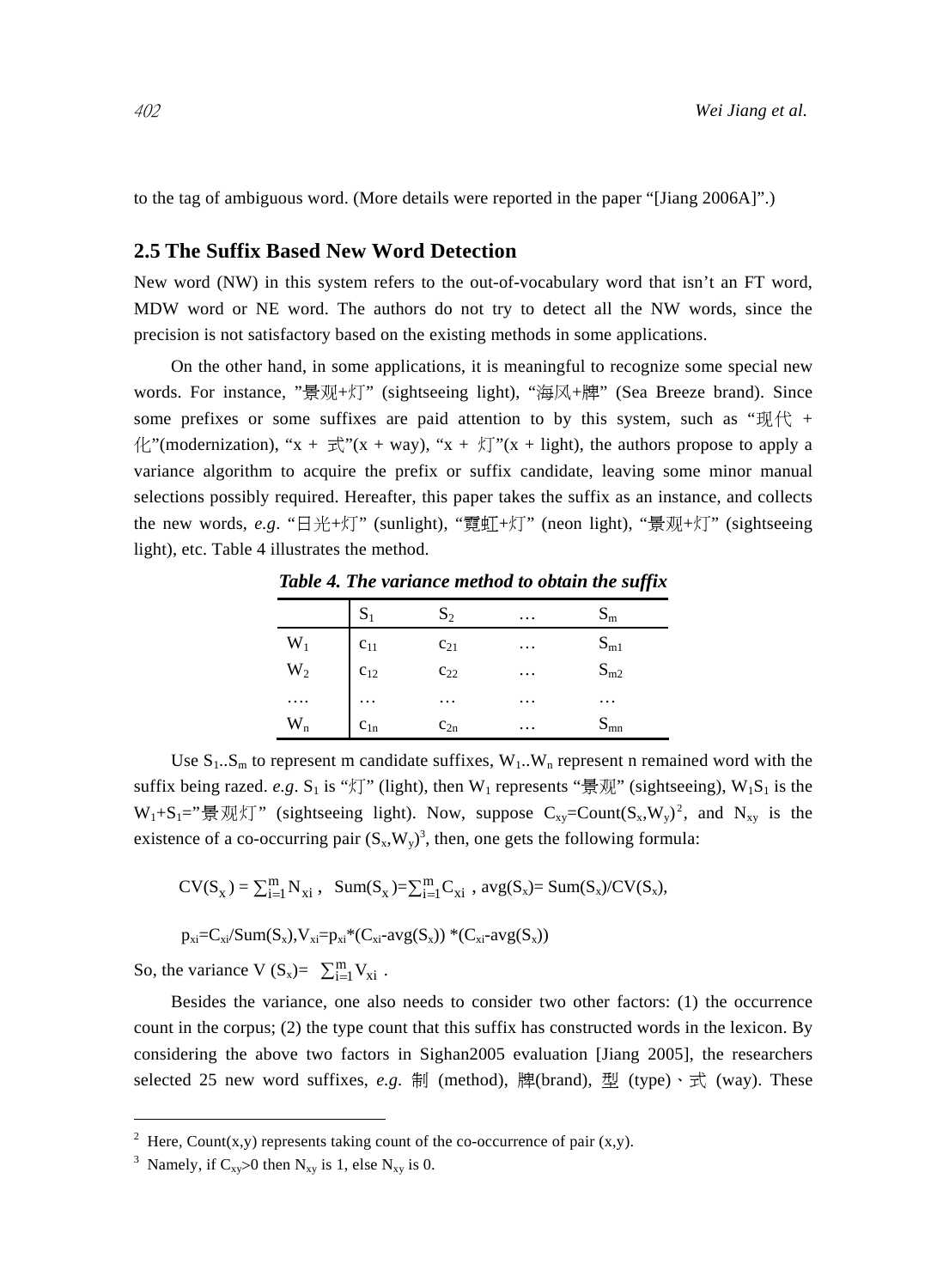to the tag of ambiguous word. (More details were reported in the paper "[Jiang 2006A]".)

## 2.5 The Suffix Based New Word Detection

New word (NW) in this system refers to the out-of-vocabulary word that isn't an FT word, MDW word or NE word. The authors do not try to detect all the NW words, since the precision is not satisfactory based on the existing methods in some applications.

On the other hand, in some applications, it is meaningful to recognize some special new words. For instance, "景观+灯" (sightseeing light), "海风+牌" (Sea Breeze brand). Since some prefixes or some suffixes are paid attention to by this system, such as "现代 + 化"(modernization), "x + 式"(x + way), "x + 灯"(x + light), the authors propose to apply a variance algorithm to acquire the prefix or suffix candidate, leaving some minor manual selections possibly required. Hereafter, this paper takes the suffix as an instance, and collects the new words, *e.g*. "日光+灯" (sunlight), "霓虹+灯" (neon light), "景观+灯" (sightseeing light), etc. Table 4 illustrates the method.

***Table 4. The variance method to obtain the suffix***

| | $S_1$ | $S_2$ | … | $S_m$ |
|---|---|---|---|---|
| $W_1$ | $c_{11}$ | $c_{21}$ | … | $S_{m1}$ |
| $W_2$ | $c_{12}$ | $c_{22}$ | … | $S_{m2}$ |
| …. | … | … | … | … |
| $W_n$ | $c_{1n}$ | $c_{2n}$ | … | $S_{mn}$ |

Use $S_1..S_m$ to represent m candidate suffixes, $W_1..W_n$ represent n remained word with the suffix being razed. *e.g*. $S_1$ is "灯" (light), then $W_1$ represents "景观" (sightseeing), $W_1S_1$ is the $W_1+S_1$="景观灯" (sightseeing light). Now, suppose $C_{xy}$=Count($S_x$,$W_y$)[2], and $N_{xy}$ is the existence of a co-occurring pair ($S_x$,$W_y$)[3], then, one gets the following formula:

$$CV(S_x) = \sum_{i=1}^{m} N_{xi}\ ,\ \ Sum(S_x)=\sum_{i=1}^{m} C_{xi}\ ,\ avg(S_x)= Sum(S_x)/CV(S_x),$$

$$p_{xi}=C_{xi}/Sum(S_x), V_{xi}=p_{xi}*(C_{xi}-avg(S_x)) *(C_{xi}-avg(S_x))$$

So, the variance $V(S_x)= \sum_{i=1}^{m} V_{xi}$ .

Besides the variance, one also needs to consider two other factors: (1) the occurrence count in the corpus; (2) the type count that this suffix has constructed words in the lexicon. By considering the above two factors in Sighan2005 evaluation [Jiang 2005], the researchers selected 25 new word suffixes, *e.g*. 制 (method), 牌(brand), 型 (type)、式 (way). These

---

[2] Here, Count(x,y) represents taking count of the co-occurrence of pair (x,y).

[3] Namely, if $C_{xy}$>0 then $N_{xy}$ is 1, else $N_{xy}$ is 0.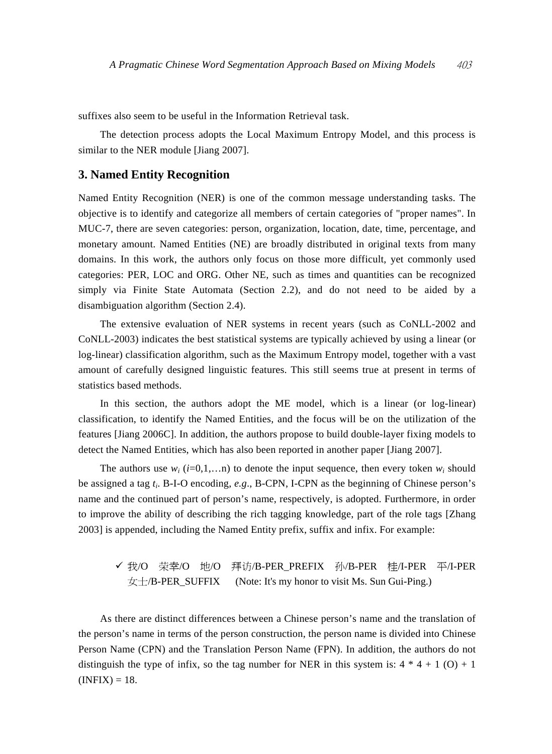suffixes also seem to be useful in the Information Retrieval task.

The detection process adopts the Local Maximum Entropy Model, and this process is similar to the NER module [Jiang 2007].

## 3. Named Entity Recognition

Named Entity Recognition (NER) is one of the common message understanding tasks. The objective is to identify and categorize all members of certain categories of "proper names". In MUC-7, there are seven categories: person, organization, location, date, time, percentage, and monetary amount. Named Entities (NE) are broadly distributed in original texts from many domains. In this work, the authors only focus on those more difficult, yet commonly used categories: PER, LOC and ORG. Other NE, such as times and quantities can be recognized simply via Finite State Automata (Section 2.2), and do not need to be aided by a disambiguation algorithm (Section 2.4).

The extensive evaluation of NER systems in recent years (such as CoNLL-2002 and CoNLL-2003) indicates the best statistical systems are typically achieved by using a linear (or log-linear) classification algorithm, such as the Maximum Entropy model, together with a vast amount of carefully designed linguistic features. This still seems true at present in terms of statistics based methods.

In this section, the authors adopt the ME model, which is a linear (or log-linear) classification, to identify the Named Entities, and the focus will be on the utilization of the features [Jiang 2006C]. In addition, the authors propose to build double-layer fixing models to detect the Named Entities, which has also been reported in another paper [Jiang 2007].

The authors use $w_i$ ($i$=0,1,…n) to denote the input sequence, then every token $w_i$ should be assigned a tag $t_i$. B-I-O encoding, *e.g*., B-CPN, I-CPN as the beginning of Chinese person's name and the continued part of person's name, respectively, is adopted. Furthermore, in order to improve the ability of describing the rich tagging knowledge, part of the role tags [Zhang 2003] is appended, including the Named Entity prefix, suffix and infix. For example:

- ✓ 我/O 荣幸/O 地/O 拜访/B-PER_PREFIX 孙/B-PER 桂/I-PER 平/I-PER 女士/B-PER_SUFFIX (Note: It's my honor to visit Ms. Sun Gui-Ping.)

As there are distinct differences between a Chinese person's name and the translation of the person's name in terms of the person construction, the person name is divided into Chinese Person Name (CPN) and the Translation Person Name (FPN). In addition, the authors do not distinguish the type of infix, so the tag number for NER in this system is: 4 * 4 + 1 (O) + 1 (INFIX) = 18.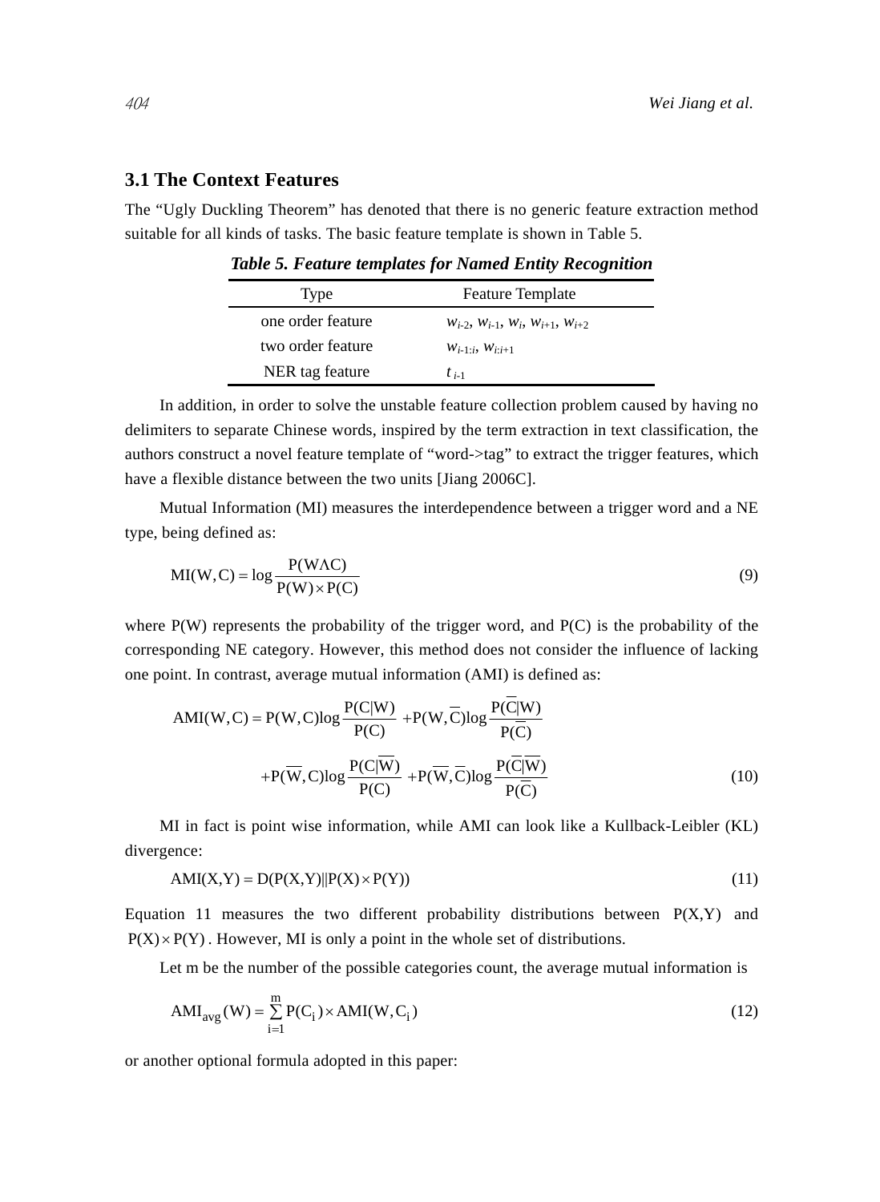### 3.1 The Context Features

The "Ugly Duckling Theorem" has denoted that there is no generic feature extraction method suitable for all kinds of tasks. The basic feature template is shown in Table 5.

***Table 5. Feature templates for Named Entity Recognition***

| Type | Feature Template |
|---|---|
| one order feature | $w_{i-2}$, $w_{i-1}$, $w_i$, $w_{i+1}$, $w_{i+2}$ |
| two order feature | $w_{i-1:i}$, $w_{i:i+1}$ |
| NER tag feature | $t_{i-1}$ |

In addition, in order to solve the unstable feature collection problem caused by having no delimiters to separate Chinese words, inspired by the term extraction in text classification, the authors construct a novel feature template of "word->tag" to extract the trigger features, which have a flexible distance between the two units [Jiang 2006C].

Mutual Information (MI) measures the interdependence between a trigger word and a NE type, being defined as:

$$\mathrm{MI(W,C)} = \log \frac{\mathrm{P(W \wedge C)}}{\mathrm{P(W)} \times \mathrm{P(C)}} \tag{9}$$

where P(W) represents the probability of the trigger word, and P(C) is the probability of the corresponding NE category. However, this method does not consider the influence of lacking one point. In contrast, average mutual information (AMI) is defined as:

$$\begin{aligned}\mathrm{AMI(W,C)} &= \mathrm{P(W,C)}\log\frac{\mathrm{P(C|W)}}{\mathrm{P(C)}} + \mathrm{P(W,\overline{C})}\log\frac{\mathrm{P(\overline{C}|W)}}{\mathrm{P(\overline{C})}} \\ &\quad + \mathrm{P(\overline{W},C)}\log\frac{\mathrm{P(C|\overline{W})}}{\mathrm{P(C)}} + \mathrm{P(\overline{W},\overline{C})}\log\frac{\mathrm{P(\overline{C}|\overline{W})}}{\mathrm{P(\overline{C})}}\end{aligned} \tag{10}$$

MI in fact is point wise information, while AMI can look like a Kullback-Leibler (KL) divergence:

$$\mathrm{AMI(X,Y)} = \mathrm{D(P(X,Y)||P(X)\times P(Y))} \tag{11}$$

Equation 11 measures the two different probability distributions between $\mathrm{P(X,Y)}$ and $\mathrm{P(X)\times P(Y)}$. However, MI is only a point in the whole set of distributions.

Let m be the number of the possible categories count, the average mutual information is

$$\mathrm{AMI_{avg}(W)} = \sum_{i=1}^{m} \mathrm{P(C_i)} \times \mathrm{AMI(W,C_i)} \tag{12}$$

or another optional formula adopted in this paper: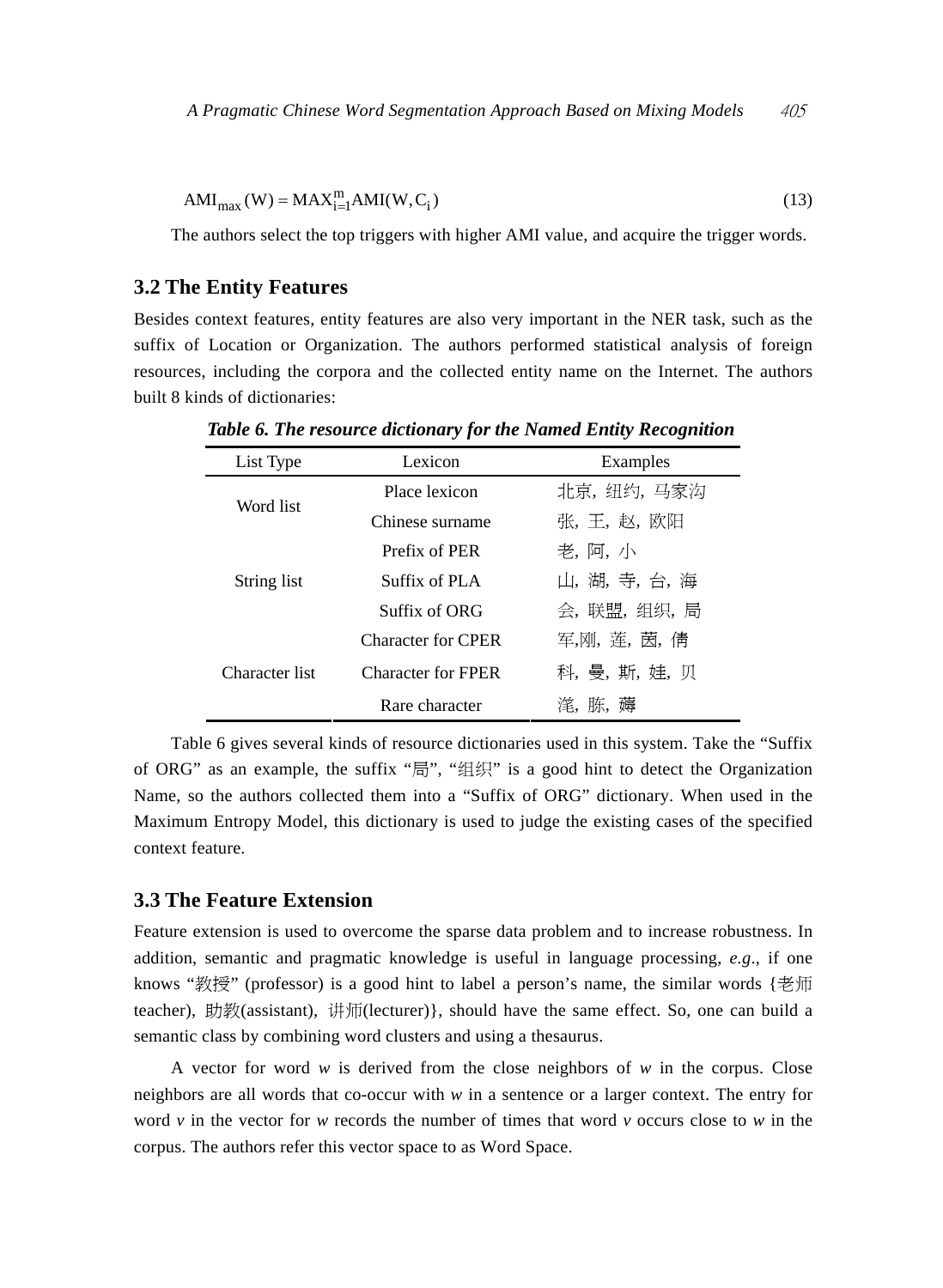$$AMI_{max}(W) = MAX_{i=1}^{m} AMI(W, C_i) \tag{13}$$

The authors select the top triggers with higher AMI value, and acquire the trigger words.

### 3.2 The Entity Features

Besides context features, entity features are also very important in the NER task, such as the suffix of Location or Organization. The authors performed statistical analysis of foreign resources, including the corpora and the collected entity name on the Internet. The authors built 8 kinds of dictionaries:

***Table 6. The resource dictionary for the Named Entity Recognition***

| List Type | Lexicon | Examples |
|---|---|---|
| Word list | Place lexicon | 北京，纽约，马家沟 |
| | Chinese surname | 张，王，赵，欧阳 |
| String list | Prefix of PER | 老，阿，小 |
| | Suffix of PLA | 山，湖，寺，台，海 |
| | Suffix of ORG | 会，联盟，组织，局 |
| Character list | Character for CPER | 军,刚，莲，茵，倩 |
| | Character for FPER | 科，曼，斯，娃，贝 |
| | Rare character | 滗，胨，薅 |

Table 6 gives several kinds of resource dictionaries used in this system. Take the "Suffix of ORG" as an example, the suffix "局", "组织" is a good hint to detect the Organization Name, so the authors collected them into a "Suffix of ORG" dictionary. When used in the Maximum Entropy Model, this dictionary is used to judge the existing cases of the specified context feature.

### 3.3 The Feature Extension

Feature extension is used to overcome the sparse data problem and to increase robustness. In addition, semantic and pragmatic knowledge is useful in language processing, *e.g*., if one knows "教授" (professor) is a good hint to label a person's name, the similar words {老师 teacher), 助教(assistant), 讲师(lecturer)}, should have the same effect. So, one can build a semantic class by combining word clusters and using a thesaurus.

A vector for word *w* is derived from the close neighbors of *w* in the corpus. Close neighbors are all words that co-occur with *w* in a sentence or a larger context. The entry for word *v* in the vector for *w* records the number of times that word *v* occurs close to *w* in the corpus. The authors refer this vector space to as Word Space.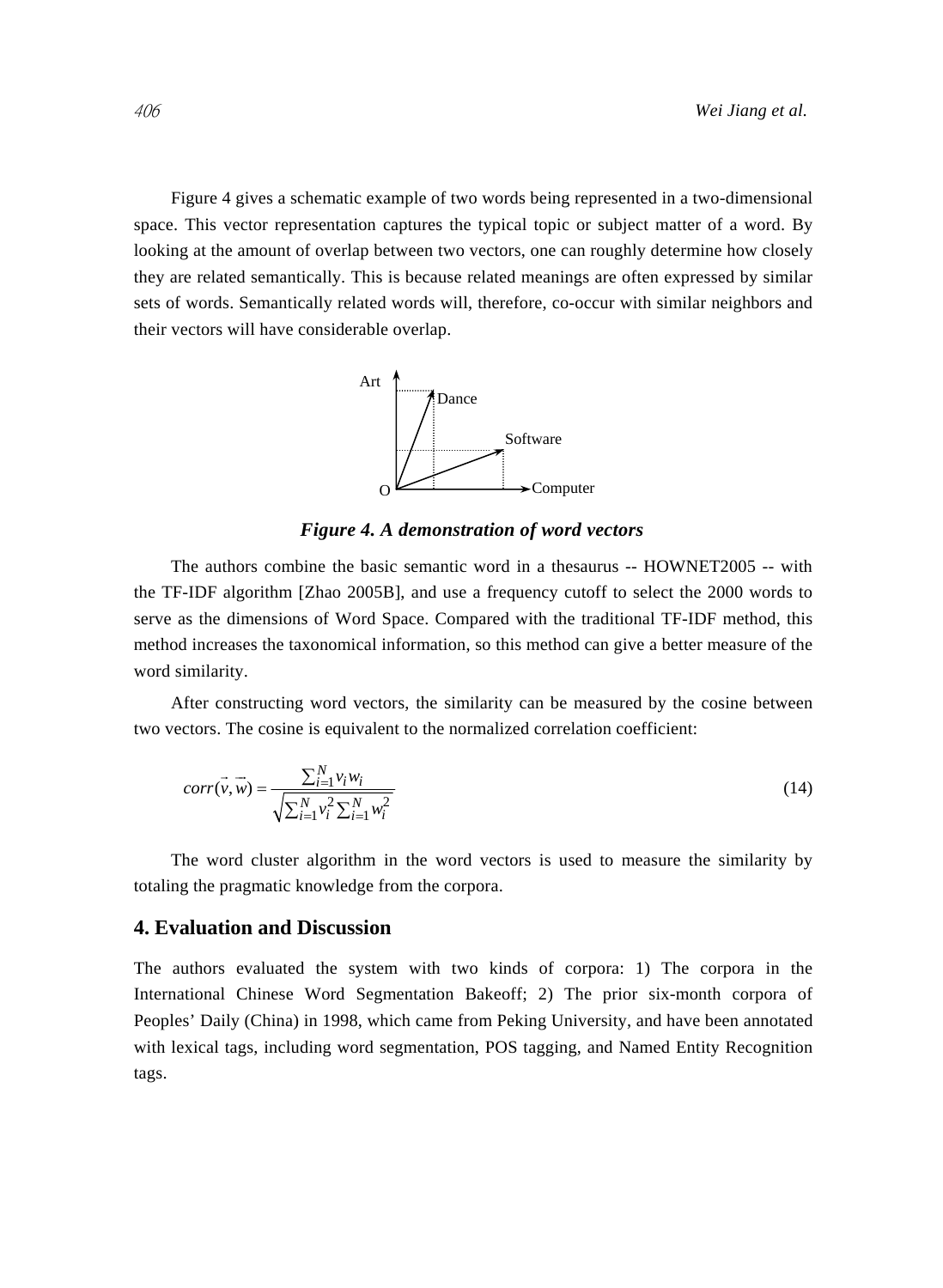Figure 4 gives a schematic example of two words being represented in a two-dimensional space. This vector representation captures the typical topic or subject matter of a word. By looking at the amount of overlap between two vectors, one can roughly determine how closely they are related semantically. This is because related meanings are often expressed by similar sets of words. Semantically related words will, therefore, co-occur with similar neighbors and their vectors will have considerable overlap.

***Figure 4. A demonstration of word vectors***

The authors combine the basic semantic word in a thesaurus -- HOWNET2005 -- with the TF-IDF algorithm [Zhao 2005B], and use a frequency cutoff to select the 2000 words to serve as the dimensions of Word Space. Compared with the traditional TF-IDF method, this method increases the taxonomical information, so this method can give a better measure of the word similarity.

After constructing word vectors, the similarity can be measured by the cosine between two vectors. The cosine is equivalent to the normalized correlation coefficient:

$$corr(\vec{v}, \vec{w}) = \frac{\sum_{i=1}^{N} v_i w_i}{\sqrt{\sum_{i=1}^{N} v_i^2 \sum_{i=1}^{N} w_i^2}} \tag{14}$$

The word cluster algorithm in the word vectors is used to measure the similarity by totaling the pragmatic knowledge from the corpora.

## 4. Evaluation and Discussion

The authors evaluated the system with two kinds of corpora: 1) The corpora in the International Chinese Word Segmentation Bakeoff; 2) The prior six-month corpora of Peoples' Daily (China) in 1998, which came from Peking University, and have been annotated with lexical tags, including word segmentation, POS tagging, and Named Entity Recognition tags.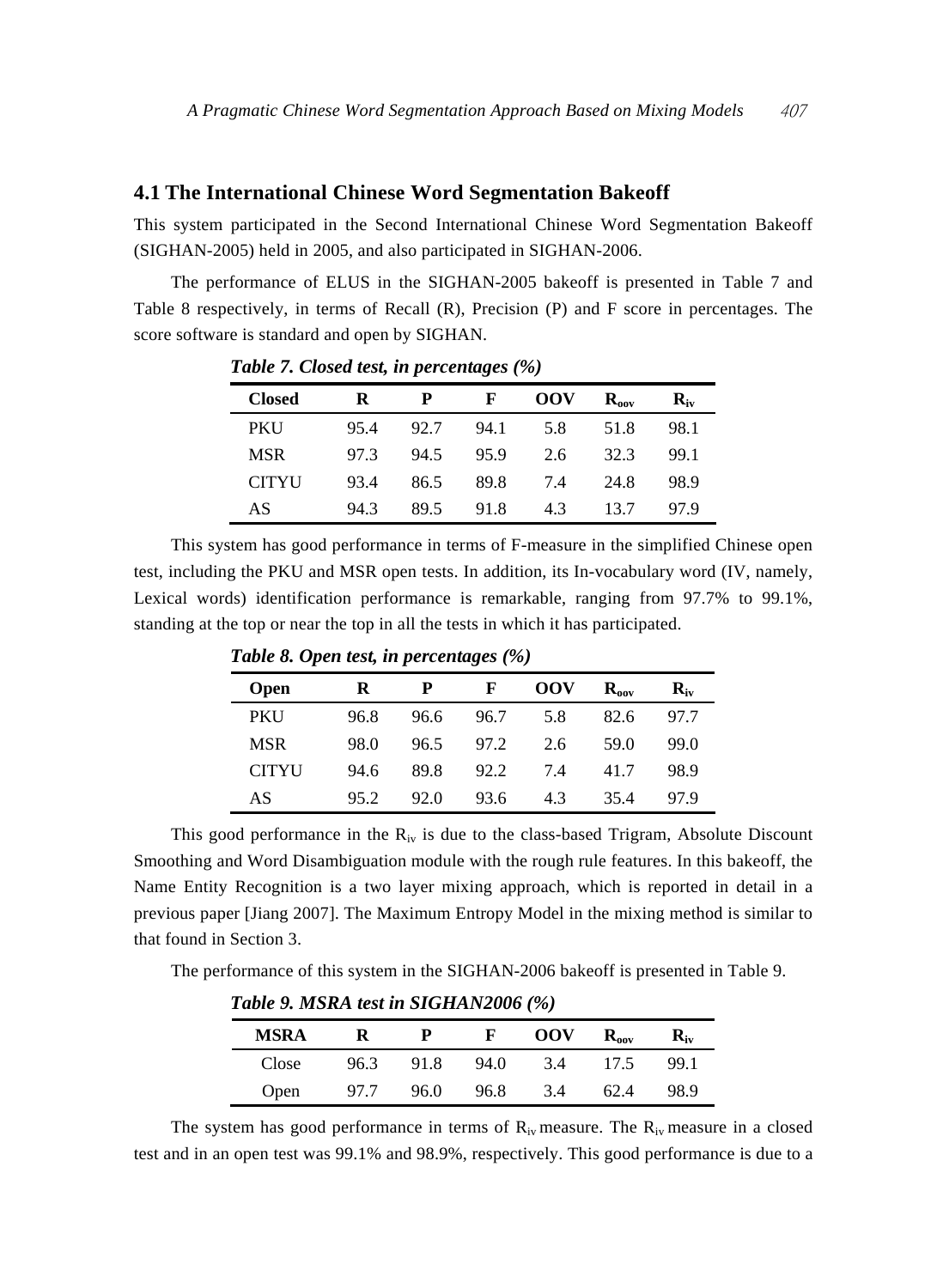## 4.1 The International Chinese Word Segmentation Bakeoff

This system participated in the Second International Chinese Word Segmentation Bakeoff (SIGHAN-2005) held in 2005, and also participated in SIGHAN-2006.

The performance of ELUS in the SIGHAN-2005 bakeoff is presented in Table 7 and Table 8 respectively, in terms of Recall (R), Precision (P) and F score in percentages. The score software is standard and open by SIGHAN.

***Table 7. Closed test, in percentages (%)***

| **Closed** | **R** | **P** | **F** | **OOV** | $\mathbf{R_{oov}}$ | $\mathbf{R_{iv}}$ |
|---|---|---|---|---|---|---|
| PKU | 95.4 | 92.7 | 94.1 | 5.8 | 51.8 | 98.1 |
| MSR | 97.3 | 94.5 | 95.9 | 2.6 | 32.3 | 99.1 |
| CITYU | 93.4 | 86.5 | 89.8 | 7.4 | 24.8 | 98.9 |
| AS | 94.3 | 89.5 | 91.8 | 4.3 | 13.7 | 97.9 |

This system has good performance in terms of F-measure in the simplified Chinese open test, including the PKU and MSR open tests. In addition, its In-vocabulary word (IV, namely, Lexical words) identification performance is remarkable, ranging from 97.7% to 99.1%, standing at the top or near the top in all the tests in which it has participated.

***Table 8. Open test, in percentages (%)***

| **Open** | **R** | **P** | **F** | **OOV** | $\mathbf{R_{oov}}$ | $\mathbf{R_{iv}}$ |
|---|---|---|---|---|---|---|
| PKU | 96.8 | 96.6 | 96.7 | 5.8 | 82.6 | 97.7 |
| MSR | 98.0 | 96.5 | 97.2 | 2.6 | 59.0 | 99.0 |
| CITYU | 94.6 | 89.8 | 92.2 | 7.4 | 41.7 | 98.9 |
| AS | 95.2 | 92.0 | 93.6 | 4.3 | 35.4 | 97.9 |

This good performance in the $R_{iv}$ is due to the class-based Trigram, Absolute Discount Smoothing and Word Disambiguation module with the rough rule features. In this bakeoff, the Name Entity Recognition is a two layer mixing approach, which is reported in detail in a previous paper [Jiang 2007]. The Maximum Entropy Model in the mixing method is similar to that found in Section 3.

The performance of this system in the SIGHAN-2006 bakeoff is presented in Table 9.

***Table 9. MSRA test in SIGHAN2006 (%)***

| **MSRA** | **R** | **P** | **F** | **OOV** | $\mathbf{R_{oov}}$ | $\mathbf{R_{iv}}$ |
|---|---|---|---|---|---|---|
| Close | 96.3 | 91.8 | 94.0 | 3.4 | 17.5 | 99.1 |
| Open | 97.7 | 96.0 | 96.8 | 3.4 | 62.4 | 98.9 |

The system has good performance in terms of $R_{iv}$ measure. The $R_{iv}$ measure in a closed test and in an open test was 99.1% and 98.9%, respectively. This good performance is due to a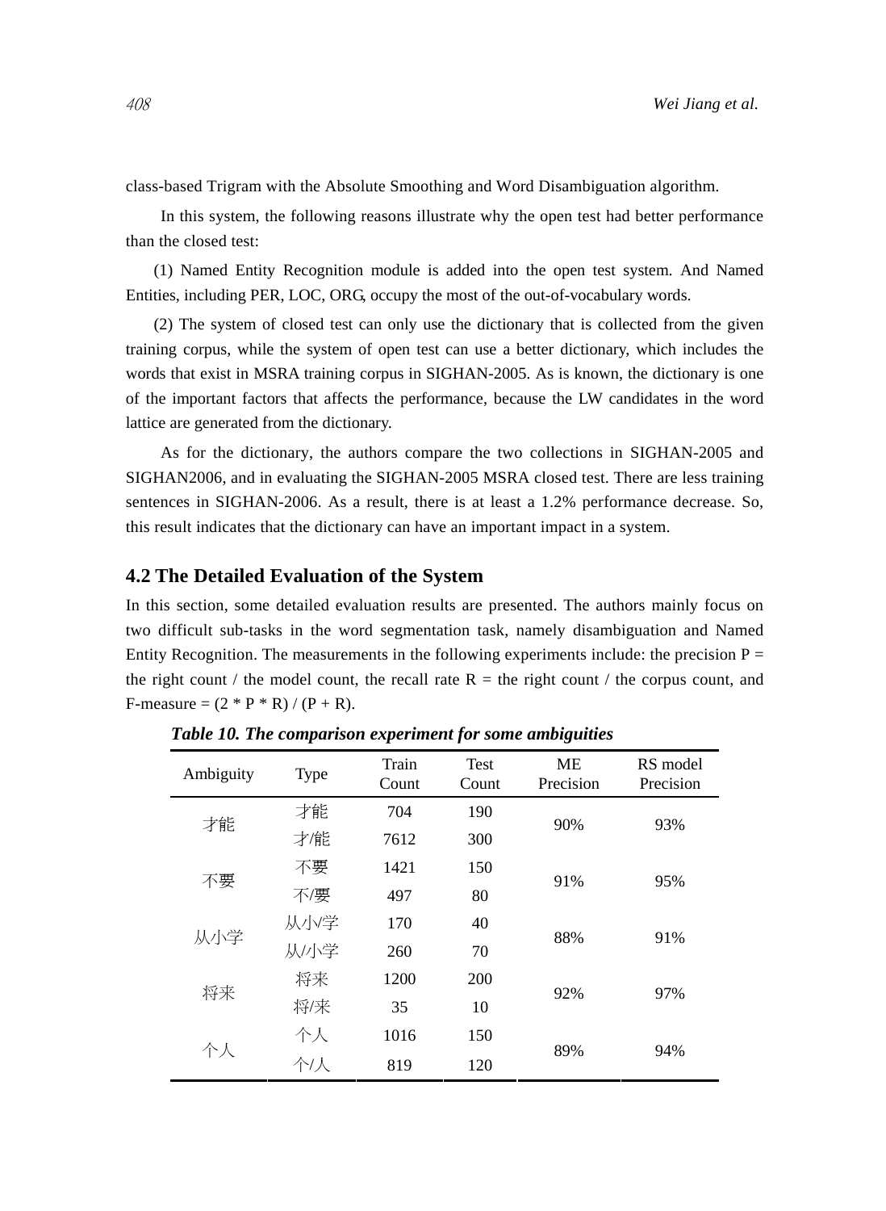class-based Trigram with the Absolute Smoothing and Word Disambiguation algorithm.

In this system, the following reasons illustrate why the open test had better performance than the closed test:

(1) Named Entity Recognition module is added into the open test system. And Named Entities, including PER, LOC, ORG, occupy the most of the out-of-vocabulary words.

(2) The system of closed test can only use the dictionary that is collected from the given training corpus, while the system of open test can use a better dictionary, which includes the words that exist in MSRA training corpus in SIGHAN-2005. As is known, the dictionary is one of the important factors that affects the performance, because the LW candidates in the word lattice are generated from the dictionary.

As for the dictionary, the authors compare the two collections in SIGHAN-2005 and SIGHAN2006, and in evaluating the SIGHAN-2005 MSRA closed test. There are less training sentences in SIGHAN-2006. As a result, there is at least a 1.2% performance decrease. So, this result indicates that the dictionary can have an important impact in a system.

## 4.2 The Detailed Evaluation of the System

In this section, some detailed evaluation results are presented. The authors mainly focus on two difficult sub-tasks in the word segmentation task, namely disambiguation and Named Entity Recognition. The measurements in the following experiments include: the precision P = the right count / the model count, the recall rate R = the right count / the corpus count, and F-measure = (2 * P * R) / (P + R).

***Table 10. The comparison experiment for some ambiguities***

| Ambiguity | Type | Train Count | Test Count | ME Precision | RS model Precision |
|---|---|---|---|---|---|
| 才能 | 才能 | 704 | 190 | 90% | 93% |
| | 才/能 | 7612 | 300 | | |
| 不要 | 不要 | 1421 | 150 | 91% | 95% |
| | 不/要 | 497 | 80 | | |
| 从小学 | 从小/学 | 170 | 40 | 88% | 91% |
| | 从/小学 | 260 | 70 | | |
| 将来 | 将来 | 1200 | 200 | 92% | 97% |
| | 将/来 | 35 | 10 | | |
| 个人 | 个人 | 1016 | 150 | 89% | 94% |
| | 个/人 | 819 | 120 | | |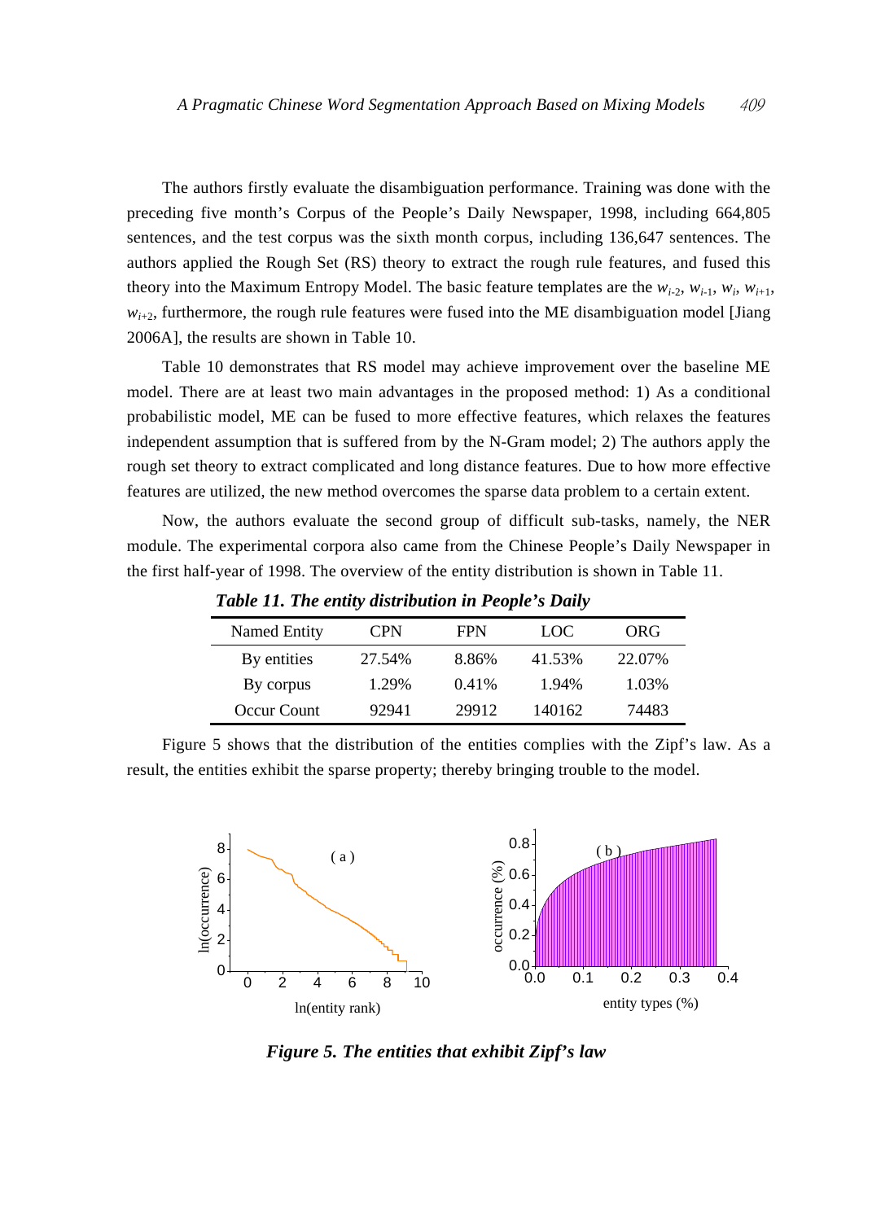The authors firstly evaluate the disambiguation performance. Training was done with the preceding five month's Corpus of the People's Daily Newspaper, 1998, including 664,805 sentences, and the test corpus was the sixth month corpus, including 136,647 sentences. The authors applied the Rough Set (RS) theory to extract the rough rule features, and fused this theory into the Maximum Entropy Model. The basic feature templates are the $w_{i-2}$, $w_{i-1}$, $w_i$, $w_{i+1}$, $w_{i+2}$, furthermore, the rough rule features were fused into the ME disambiguation model [Jiang 2006A], the results are shown in Table 10.

Table 10 demonstrates that RS model may achieve improvement over the baseline ME model. There are at least two main advantages in the proposed method: 1) As a conditional probabilistic model, ME can be fused to more effective features, which relaxes the features independent assumption that is suffered from by the N-Gram model; 2) The authors apply the rough set theory to extract complicated and long distance features. Due to how more effective features are utilized, the new method overcomes the sparse data problem to a certain extent.

Now, the authors evaluate the second group of difficult sub-tasks, namely, the NER module. The experimental corpora also came from the Chinese People's Daily Newspaper in the first half-year of 1998. The overview of the entity distribution is shown in Table 11.

***Table 11. The entity distribution in People's Daily***

| Named Entity | CPN | FPN | LOC | ORG |
|---|---|---|---|---|
| By entities | 27.54% | 8.86% | 41.53% | 22.07% |
| By corpus | 1.29% | 0.41% | 1.94% | 1.03% |
| Occur Count | 92941 | 29912 | 140162 | 74483 |

Figure 5 shows that the distribution of the entities complies with the Zipf's law. As a result, the entities exhibit the sparse property; thereby bringing trouble to the model.

***Figure 5. The entities that exhibit Zipf's law***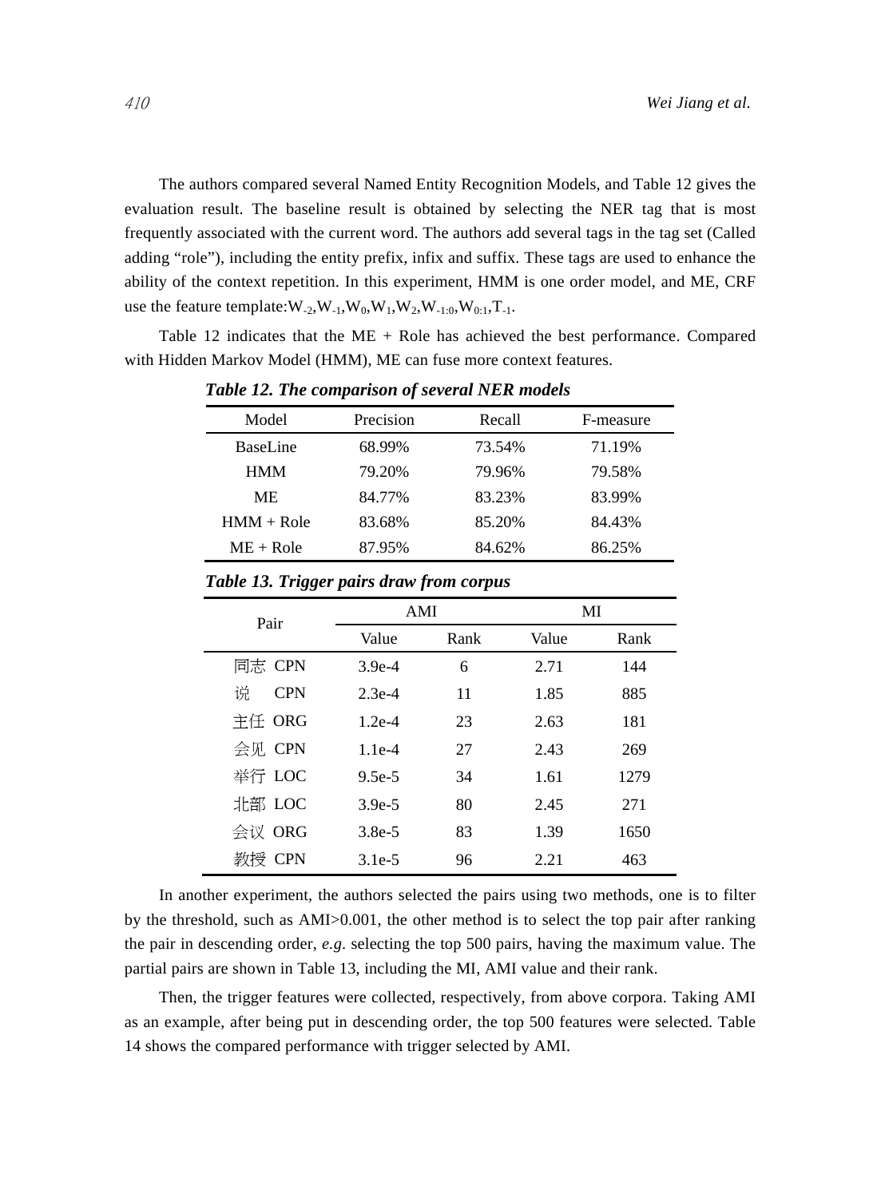The authors compared several Named Entity Recognition Models, and Table 12 gives the evaluation result. The baseline result is obtained by selecting the NER tag that is most frequently associated with the current word. The authors add several tags in the tag set (Called adding "role"), including the entity prefix, infix and suffix. These tags are used to enhance the ability of the context repetition. In this experiment, HMM is one order model, and ME, CRF use the feature template: $W_{-2}, W_{-1}, W_0, W_1, W_2, W_{-1:0}, W_{0:1}, T_{-1}$.

Table 12 indicates that the ME + Role has achieved the best performance. Compared with Hidden Markov Model (HMM), ME can fuse more context features.

***Table 12. The comparison of several NER models***

| Model | Precision | Recall | F-measure |
|---|---|---|---|
| BaseLine | 68.99% | 73.54% | 71.19% |
| HMM | 79.20% | 79.96% | 79.58% |
| ME | 84.77% | 83.23% | 83.99% |
| HMM + Role | 83.68% | 85.20% | 84.43% |
| ME + Role | 87.95% | 84.62% | 86.25% |

***Table 13. Trigger pairs draw from corpus***

| Pair | AMI | | MI | |
|---|---|---|---|---|
| | Value | Rank | Value | Rank |
| 同志 CPN | 3.9e-4 | 6 | 2.71 | 144 |
| 说 CPN | 2.3e-4 | 11 | 1.85 | 885 |
| 主任 ORG | 1.2e-4 | 23 | 2.63 | 181 |
| 会见 CPN | 1.1e-4 | 27 | 2.43 | 269 |
| 举行 LOC | 9.5e-5 | 34 | 1.61 | 1279 |
| 北部 LOC | 3.9e-5 | 80 | 2.45 | 271 |
| 会议 ORG | 3.8e-5 | 83 | 1.39 | 1650 |
| 教授 CPN | 3.1e-5 | 96 | 2.21 | 463 |

In another experiment, the authors selected the pairs using two methods, one is to filter by the threshold, such as AMI>0.001, the other method is to select the top pair after ranking the pair in descending order, *e.g*. selecting the top 500 pairs, having the maximum value. The partial pairs are shown in Table 13, including the MI, AMI value and their rank.

Then, the trigger features were collected, respectively, from above corpora. Taking AMI as an example, after being put in descending order, the top 500 features were selected. Table 14 shows the compared performance with trigger selected by AMI.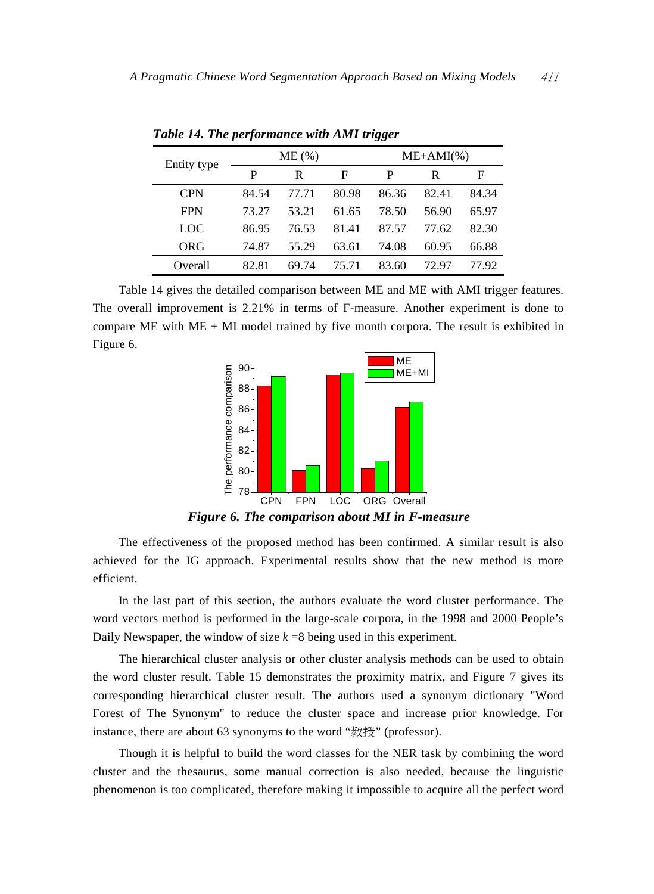***Table 14. The performance with AMI trigger***

| Entity type | ME (%) | | | ME+AMI(%) | | |
|---|---|---|---|---|---|---|
| | P | R | F | P | R | F |
| CPN | 84.54 | 77.71 | 80.98 | 86.36 | 82.41 | 84.34 |
| FPN | 73.27 | 53.21 | 61.65 | 78.50 | 56.90 | 65.97 |
| LOC | 86.95 | 76.53 | 81.41 | 87.57 | 77.62 | 82.30 |
| ORG | 74.87 | 55.29 | 63.61 | 74.08 | 60.95 | 66.88 |
| Overall | 82.81 | 69.74 | 75.71 | 83.60 | 72.97 | 77.92 |

Table 14 gives the detailed comparison between ME and ME with AMI trigger features. The overall improvement is 2.21% in terms of F-measure. Another experiment is done to compare ME with ME + MI model trained by five month corpora. The result is exhibited in Figure 6.

***Figure 6. The comparison about MI in F-measure***

The effectiveness of the proposed method has been confirmed. A similar result is also achieved for the IG approach. Experimental results show that the new method is more efficient.

In the last part of this section, the authors evaluate the word cluster performance. The word vectors method is performed in the large-scale corpora, in the 1998 and 2000 People's Daily Newspaper, the window of size $k$ =8 being used in this experiment.

The hierarchical cluster analysis or other cluster analysis methods can be used to obtain the word cluster result. Table 15 demonstrates the proximity matrix, and Figure 7 gives its corresponding hierarchical cluster result. The authors used a synonym dictionary "Word Forest of The Synonym" to reduce the cluster space and increase prior knowledge. For instance, there are about 63 synonyms to the word "教授" (professor).

Though it is helpful to build the word classes for the NER task by combining the word cluster and the thesaurus, some manual correction is also needed, because the linguistic phenomenon is too complicated, therefore making it impossible to acquire all the perfect word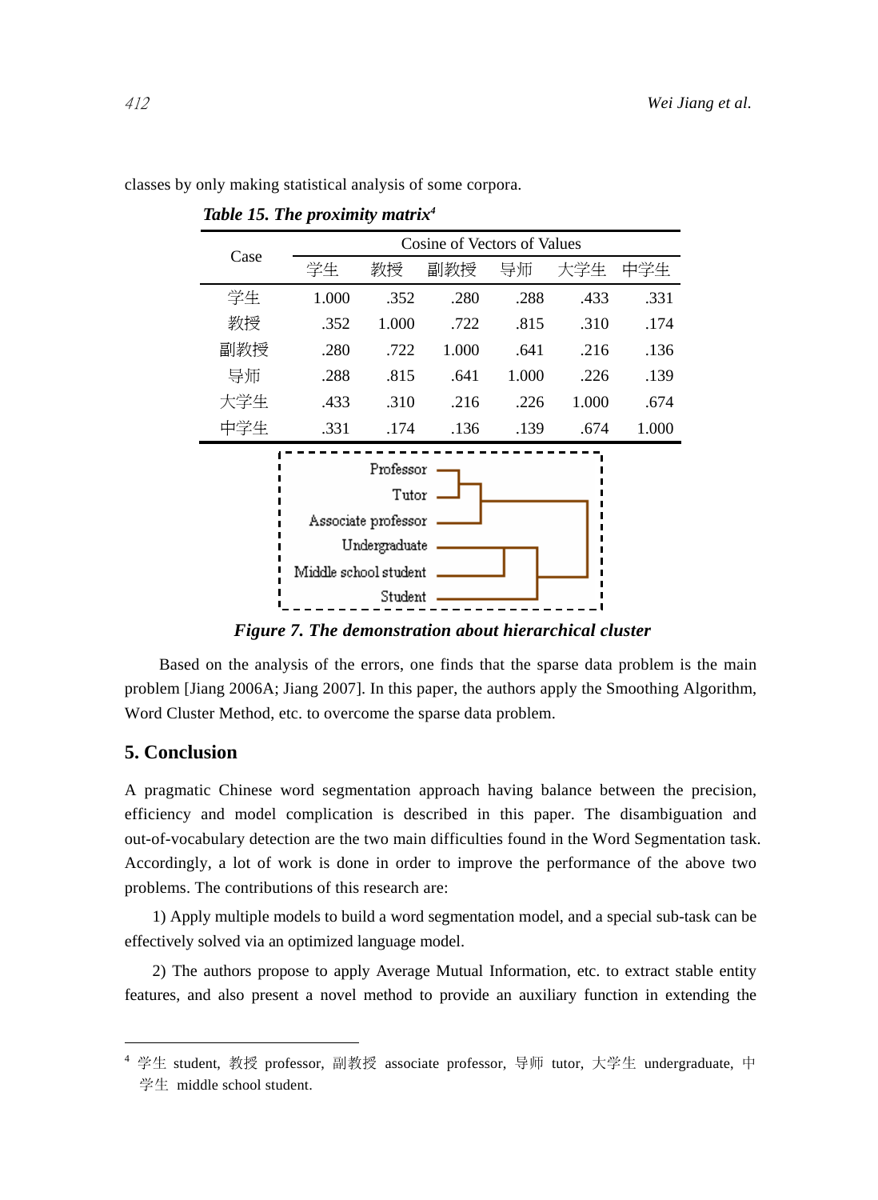classes by only making statistical analysis of some corpora.

***Table 15. The proximity matrix*[4]**

| Case | Cosine of Vectors of Values | | | | | |
|---|---|---|---|---|---|---|
| | 学生 | 教授 | 副教授 | 导师 | 大学生 | 中学生 |
| 学生 | 1.000 | .352 | .280 | .288 | .433 | .331 |
| 教授 | .352 | 1.000 | .722 | .815 | .310 | .174 |
| 副教授 | .280 | .722 | 1.000 | .641 | .216 | .136 |
| 导师 | .288 | .815 | .641 | 1.000 | .226 | .139 |
| 大学生 | .433 | .310 | .216 | .226 | 1.000 | .674 |
| 中学生 | .331 | .174 | .136 | .139 | .674 | 1.000 |

Professor
Tutor
Associate professor
Undergraduate
Middle school student
Student

***Figure 7. The demonstration about hierarchical cluster***

Based on the analysis of the errors, one finds that the sparse data problem is the main problem [Jiang 2006A; Jiang 2007]. In this paper, the authors apply the Smoothing Algorithm, Word Cluster Method, etc. to overcome the sparse data problem.

## 5. Conclusion

A pragmatic Chinese word segmentation approach having balance between the precision, efficiency and model complication is described in this paper. The disambiguation and out-of-vocabulary detection are the two main difficulties found in the Word Segmentation task. Accordingly, a lot of work is done in order to improve the performance of the above two problems. The contributions of this research are:

1) Apply multiple models to build a word segmentation model, and a special sub-task can be effectively solved via an optimized language model.

2) The authors propose to apply Average Mutual Information, etc. to extract stable entity features, and also present a novel method to provide an auxiliary function in extending the

---

[4] 学生 student, 教授 professor, 副教授 associate professor, 导师 tutor, 大学生 undergraduate, 中学生 middle school student.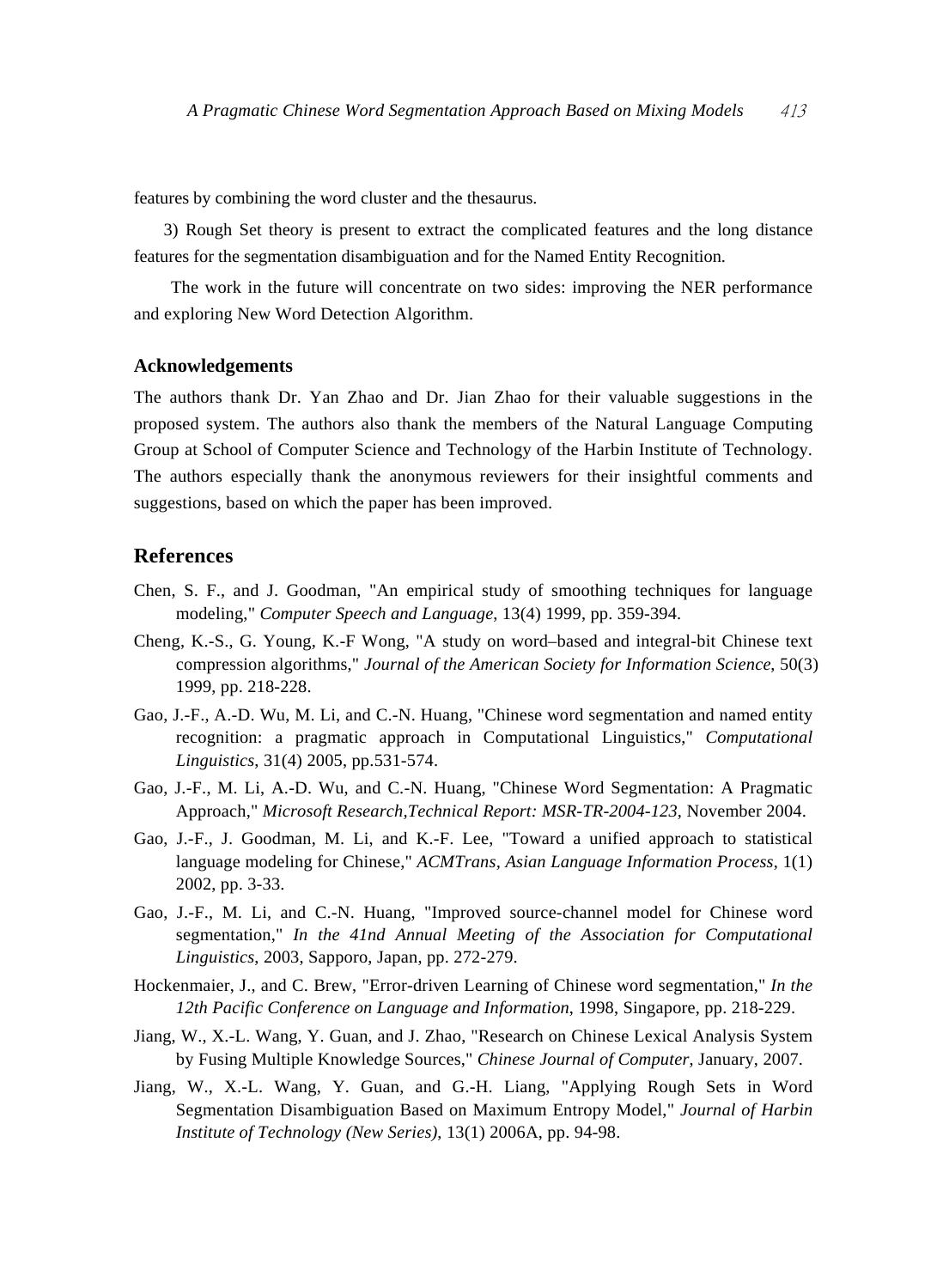features by combining the word cluster and the thesaurus.

3) Rough Set theory is present to extract the complicated features and the long distance features for the segmentation disambiguation and for the Named Entity Recognition.

The work in the future will concentrate on two sides: improving the NER performance and exploring New Word Detection Algorithm.

### Acknowledgements

The authors thank Dr. Yan Zhao and Dr. Jian Zhao for their valuable suggestions in the proposed system. The authors also thank the members of the Natural Language Computing Group at School of Computer Science and Technology of the Harbin Institute of Technology. The authors especially thank the anonymous reviewers for their insightful comments and suggestions, based on which the paper has been improved.

## References

Chen, S. F., and J. Goodman, "An empirical study of smoothing techniques for language modeling," *Computer Speech and Language*, 13(4) 1999, pp. 359-394.

Cheng, K.-S., G. Young, K.-F Wong, "A study on word–based and integral-bit Chinese text compression algorithms," *Journal of the American Society for Information Science*, 50(3) 1999, pp. 218-228.

Gao, J.-F., A.-D. Wu, M. Li, and C.-N. Huang, "Chinese word segmentation and named entity recognition: a pragmatic approach in Computational Linguistics," *Computational Linguistics*, 31(4) 2005, pp.531-574.

Gao, J.-F., M. Li, A.-D. Wu, and C.-N. Huang, "Chinese Word Segmentation: A Pragmatic Approach," *Microsoft Research,Technical Report: MSR-TR-2004-123*, November 2004.

Gao, J.-F., J. Goodman, M. Li, and K.-F. Lee, "Toward a unified approach to statistical language modeling for Chinese," *ACMTrans, Asian Language Information Process*, 1(1) 2002, pp. 3-33.

Gao, J.-F., M. Li, and C.-N. Huang, "Improved source-channel model for Chinese word segmentation," *In the 41nd Annual Meeting of the Association for Computational Linguistics*, 2003, Sapporo, Japan, pp. 272-279.

Hockenmaier, J., and C. Brew, "Error-driven Learning of Chinese word segmentation," *In the 12th Pacific Conference on Language and Information*, 1998, Singapore, pp. 218-229.

Jiang, W., X.-L. Wang, Y. Guan, and J. Zhao, "Research on Chinese Lexical Analysis System by Fusing Multiple Knowledge Sources," *Chinese Journal of Computer*, January, 2007.

Jiang, W., X.-L. Wang, Y. Guan, and G.-H. Liang, "Applying Rough Sets in Word Segmentation Disambiguation Based on Maximum Entropy Model," *Journal of Harbin Institute of Technology (New Series)*, 13(1) 2006A, pp. 94-98.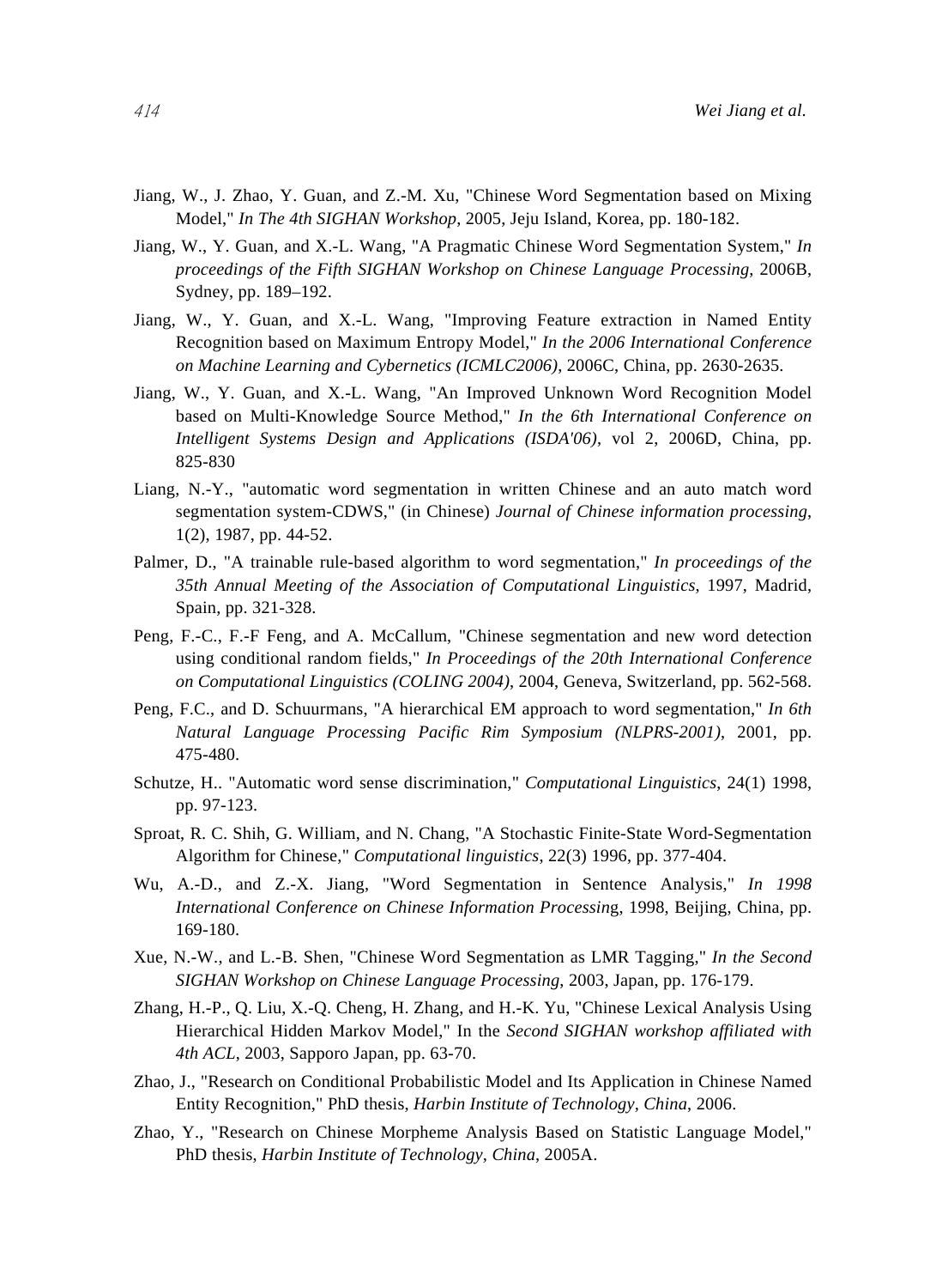Jiang, W., J. Zhao, Y. Guan, and Z.-M. Xu, "Chinese Word Segmentation based on Mixing Model," *In The 4th SIGHAN Workshop*, 2005, Jeju Island, Korea, pp. 180-182.

Jiang, W., Y. Guan, and X.-L. Wang, "A Pragmatic Chinese Word Segmentation System," *In proceedings of the Fifth SIGHAN Workshop on Chinese Language Processing*, 2006B, Sydney, pp. 189–192.

Jiang, W., Y. Guan, and X.-L. Wang, "Improving Feature extraction in Named Entity Recognition based on Maximum Entropy Model," *In the 2006 International Conference on Machine Learning and Cybernetics (ICMLC2006)*, 2006C, China, pp. 2630-2635.

Jiang, W., Y. Guan, and X.-L. Wang, "An Improved Unknown Word Recognition Model based on Multi-Knowledge Source Method," *In the 6th International Conference on Intelligent Systems Design and Applications (ISDA'06)*, vol 2, 2006D, China, pp. 825-830

Liang, N.-Y., "automatic word segmentation in written Chinese and an auto match word segmentation system-CDWS," (in Chinese) *Journal of Chinese information processing*, 1(2), 1987, pp. 44-52.

Palmer, D., "A trainable rule-based algorithm to word segmentation," *In proceedings of the 35th Annual Meeting of the Association of Computational Linguistics*, 1997, Madrid, Spain, pp. 321-328.

Peng, F.-C., F.-F Feng, and A. McCallum, "Chinese segmentation and new word detection using conditional random fields," *In Proceedings of the 20th International Conference on Computational Linguistics (COLING 2004)*, 2004, Geneva, Switzerland, pp. 562-568.

Peng, F.C., and D. Schuurmans, "A hierarchical EM approach to word segmentation," *In 6th Natural Language Processing Pacific Rim Symposium (NLPRS-2001)*, 2001, pp. 475-480.

Schutze, H.. "Automatic word sense discrimination," *Computational Linguistics*, 24(1) 1998, pp. 97-123.

Sproat, R. C. Shih, G. William, and N. Chang, "A Stochastic Finite-State Word-Segmentation Algorithm for Chinese," *Computational linguistics*, 22(3) 1996, pp. 377-404.

Wu, A.-D., and Z.-X. Jiang, "Word Segmentation in Sentence Analysis," *In 1998 International Conference on Chinese Information Processin*g, 1998, Beijing, China, pp. 169-180.

Xue, N.-W., and L.-B. Shen, "Chinese Word Segmentation as LMR Tagging," *In the Second SIGHAN Workshop on Chinese Language Processing*, 2003, Japan, pp. 176-179.

Zhang, H.-P., Q. Liu, X.-Q. Cheng, H. Zhang, and H.-K. Yu, "Chinese Lexical Analysis Using Hierarchical Hidden Markov Model," In the *Second SIGHAN workshop affiliated with 4th ACL*, 2003, Sapporo Japan, pp. 63-70.

Zhao, J., "Research on Conditional Probabilistic Model and Its Application in Chinese Named Entity Recognition," PhD thesis, *Harbin Institute of Technology, China*, 2006.

Zhao, Y., "Research on Chinese Morpheme Analysis Based on Statistic Language Model," PhD thesis, *Harbin Institute of Technology, China*, 2005A.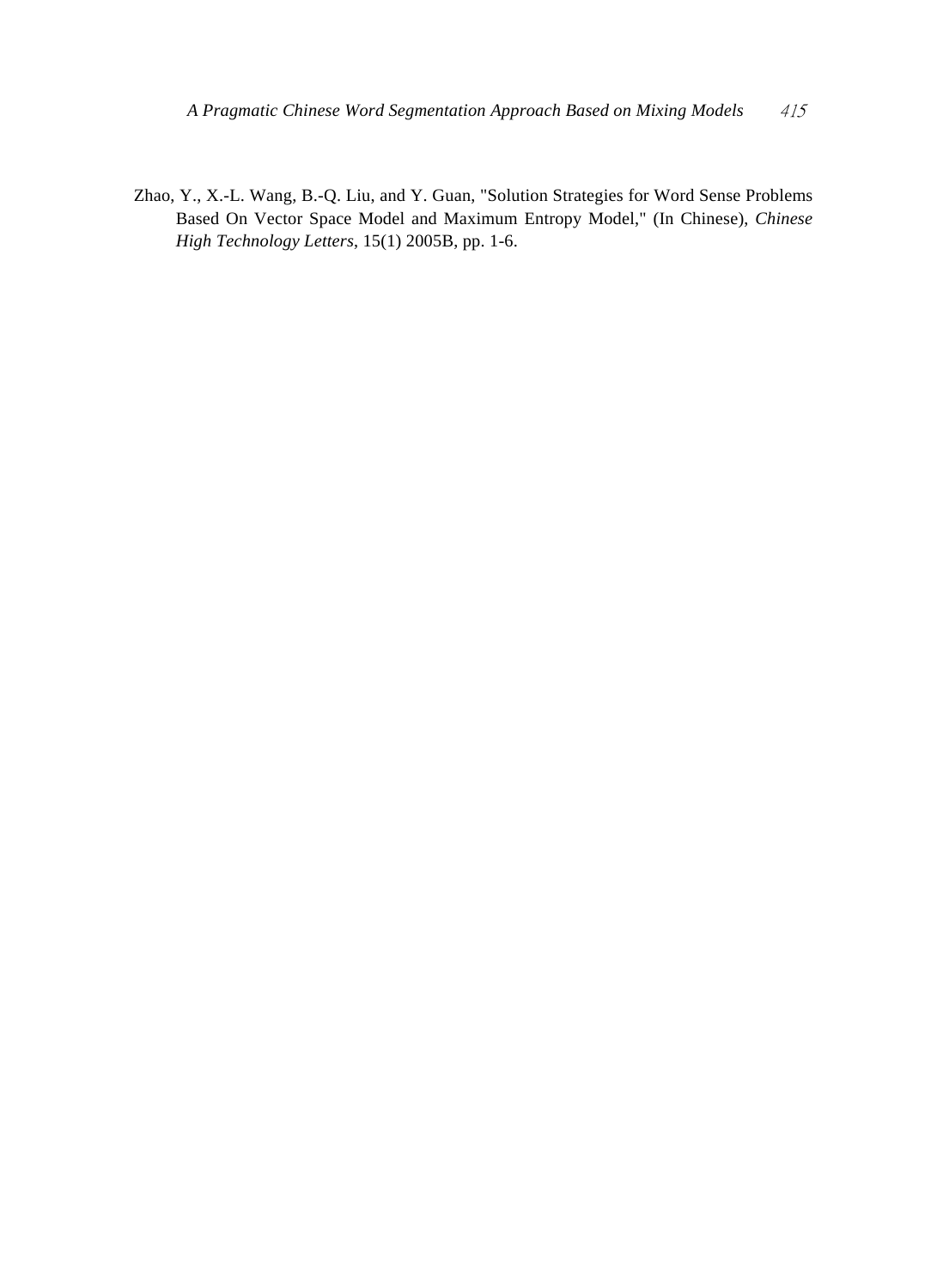Zhao, Y., X.-L. Wang, B.-Q. Liu, and Y. Guan, "Solution Strategies for Word Sense Problems Based On Vector Space Model and Maximum Entropy Model," (In Chinese), *Chinese High Technology Letters*, 15(1) 2005B, pp. 1-6.